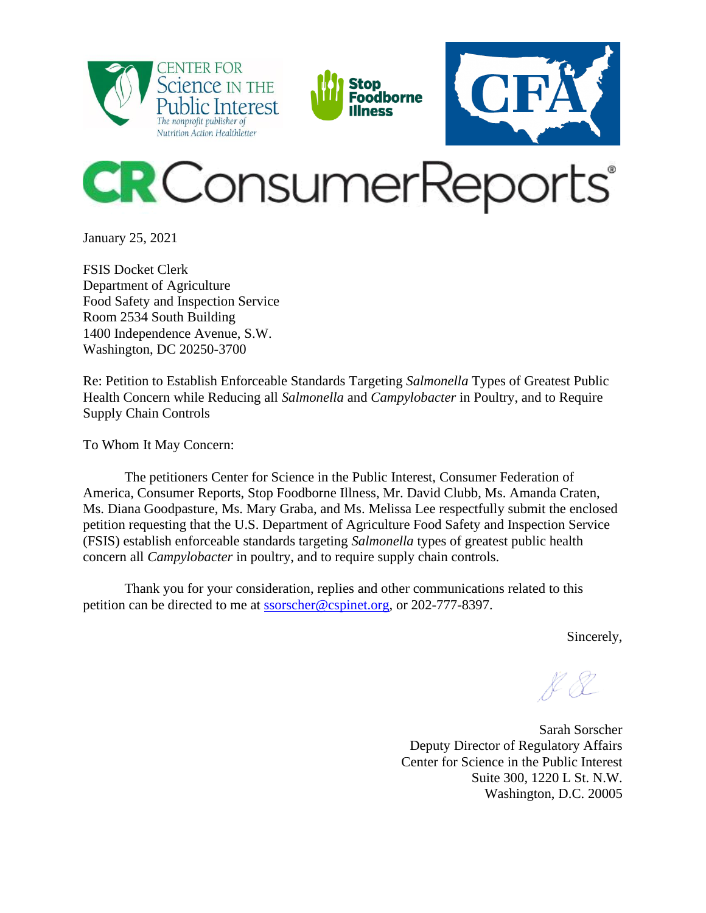January 25, 2021

FSIS Docket Clerk
Department of Agriculture
Food Safety and Inspection Service
Room 2534 South Building
1400 Independence Avenue, S.W.
Washington, DC 20250-3700

Re: Petition to Establish Enforceable Standards Targeting *Salmonella* Types of Greatest Public Health Concern while Reducing all *Salmonella* and *Campylobacter* in Poultry, and to Require Supply Chain Controls

To Whom It May Concern:

The petitioners Center for Science in the Public Interest, Consumer Federation of America, Consumer Reports, Stop Foodborne Illness, Mr. David Clubb, Ms. Amanda Craten, Ms. Diana Goodpasture, Ms. Mary Graba, and Ms. Melissa Lee respectfully submit the enclosed petition requesting that the U.S. Department of Agriculture Food Safety and Inspection Service (FSIS) establish enforceable standards targeting *Salmonella* types of greatest public health concern all *Campylobacter* in poultry, and to require supply chain controls.

Thank you for your consideration, replies and other communications related to this petition can be directed to me at ssorscher@cspinet.org, or 202-777-8397.

Sincerely,

Sarah Sorscher
Deputy Director of Regulatory Affairs
Center for Science in the Public Interest
Suite 300, 1220 L St. N.W.
Washington, D.C. 20005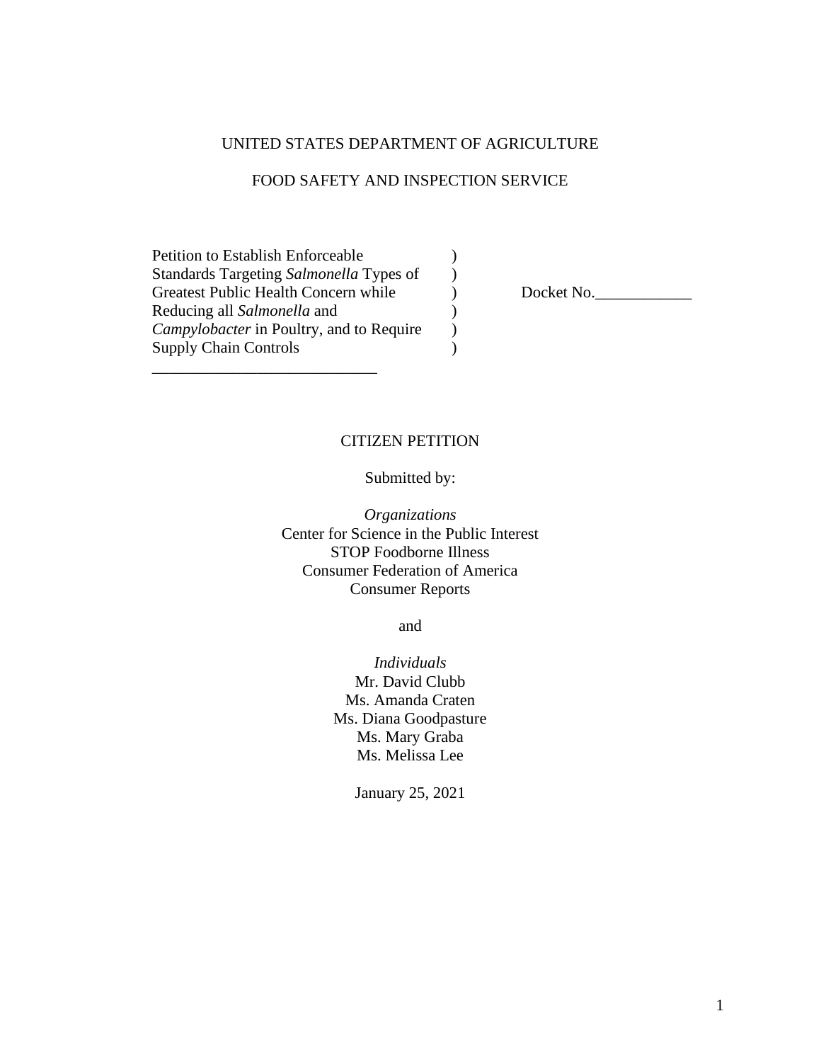UNITED STATES DEPARTMENT OF AGRICULTURE

FOOD SAFETY AND INSPECTION SERVICE

| | | |
|---|---|---|
| Petition to Establish Enforceable Standards Targeting *Salmonella* Types of Greatest Public Health Concern while Reducing all *Salmonella* and *Campylobacter* in Poultry, and to Require Supply Chain Controls | ) ) ) ) ) ) | Docket No.____________ |

# CITIZEN PETITION

Submitted by:

*Organizations*
Center for Science in the Public Interest
STOP Foodborne Illness
Consumer Federation of America
Consumer Reports

and

*Individuals*
Mr. David Clubb
Ms. Amanda Craten
Ms. Diana Goodpasture
Ms. Mary Graba
Ms. Melissa Lee

January 25, 2021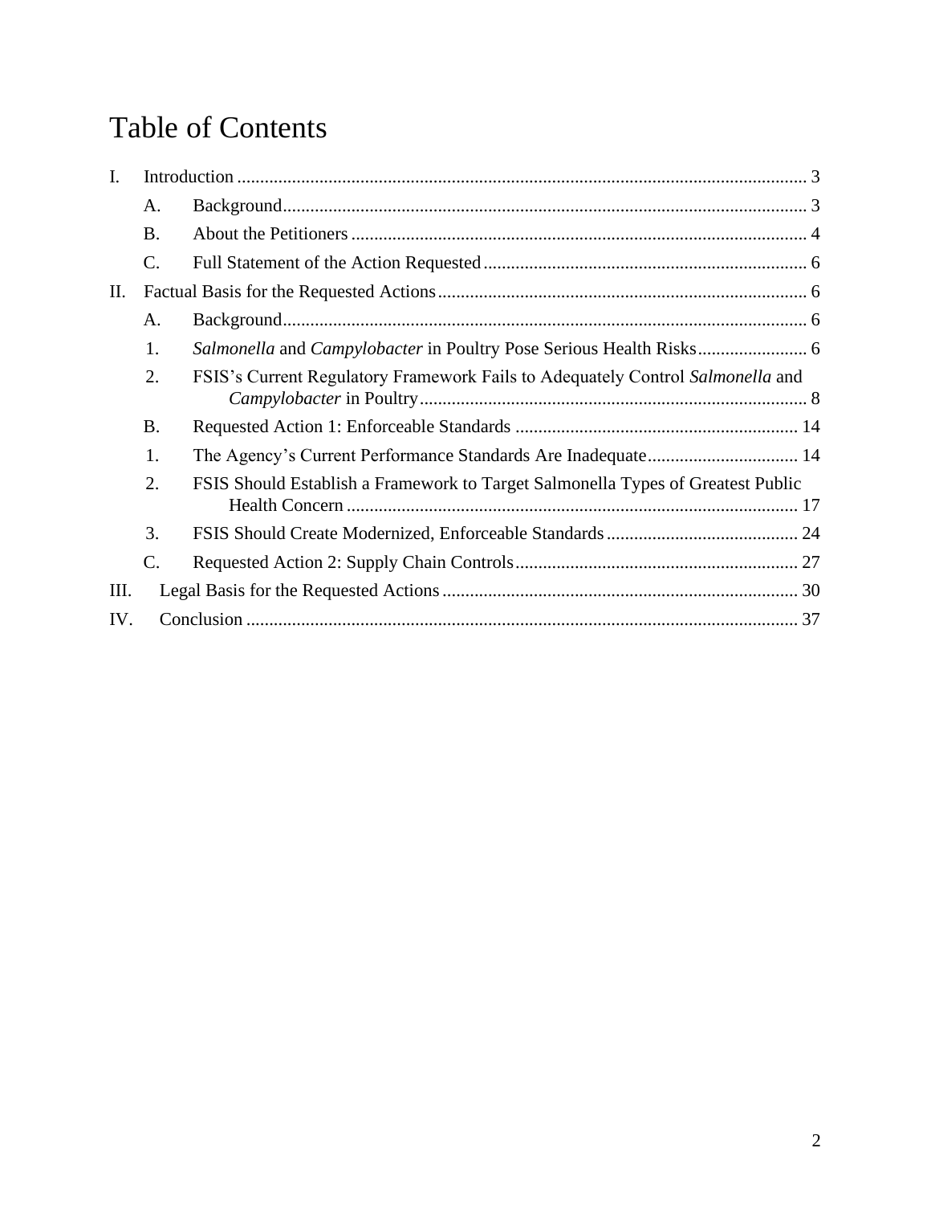# Table of Contents

- I. Introduction ... 3
  - A. Background ... 3
  - B. About the Petitioners ... 4
  - C. Full Statement of the Action Requested ... 6
- II. Factual Basis for the Requested Actions ... 6
  - A. Background ... 6
    - 1. *Salmonella* and *Campylobacter* in Poultry Pose Serious Health Risks ... 6
    - 2. FSIS's Current Regulatory Framework Fails to Adequately Control *Salmonella* and *Campylobacter* in Poultry ... 8
  - B. Requested Action 1: Enforceable Standards ... 14
    - 1. The Agency's Current Performance Standards Are Inadequate ... 14
    - 2. FSIS Should Establish a Framework to Target Salmonella Types of Greatest Public Health Concern ... 17
    - 3. FSIS Should Create Modernized, Enforceable Standards ... 24
  - C. Requested Action 2: Supply Chain Controls ... 27
- III. Legal Basis for the Requested Actions ... 30
- IV. Conclusion ... 37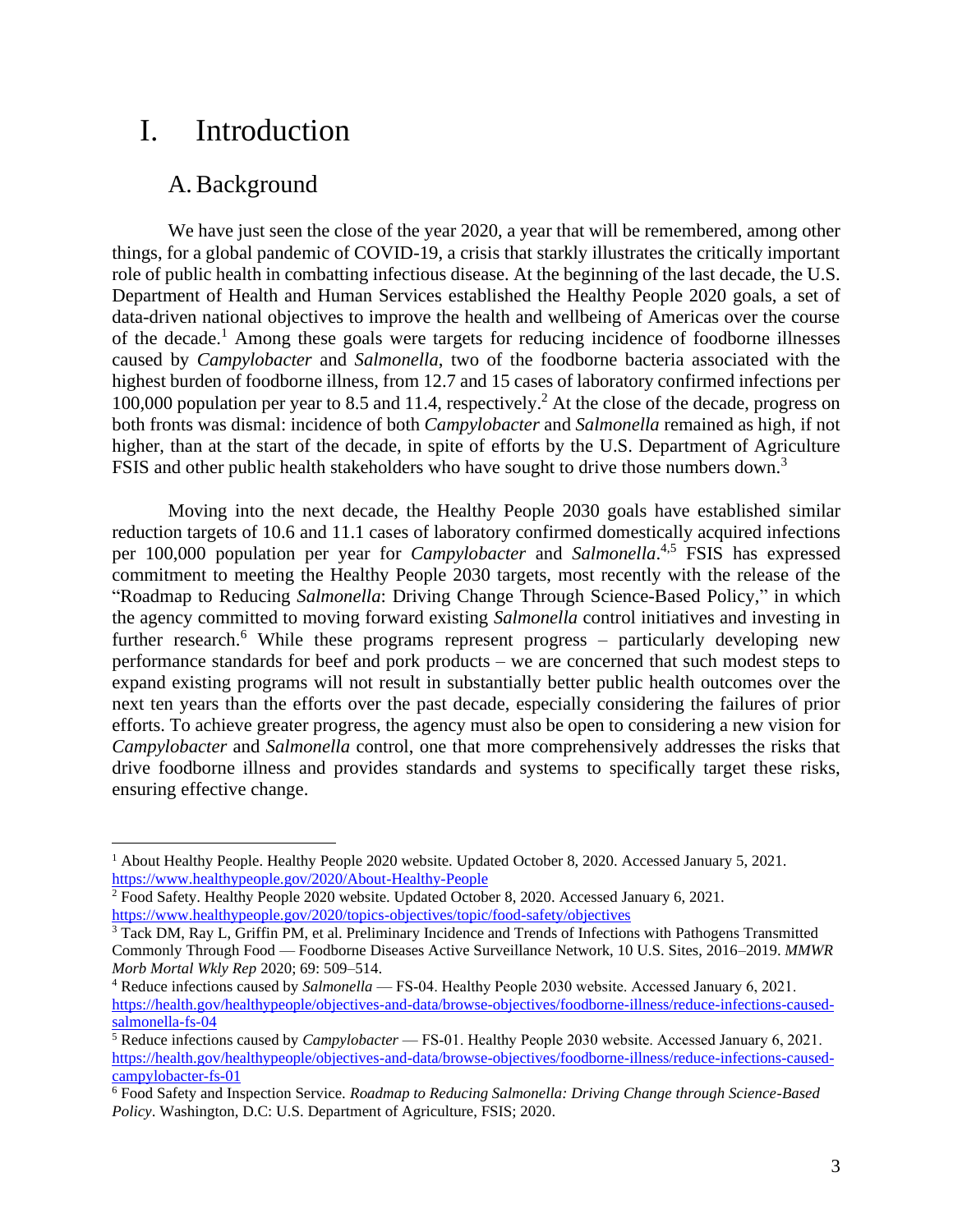# I. Introduction

## A. Background

We have just seen the close of the year 2020, a year that will be remembered, among other things, for a global pandemic of COVID-19, a crisis that starkly illustrates the critically important role of public health in combatting infectious disease. At the beginning of the last decade, the U.S. Department of Health and Human Services established the Healthy People 2020 goals, a set of data-driven national objectives to improve the health and wellbeing of Americas over the course of the decade.[1] Among these goals were targets for reducing incidence of foodborne illnesses caused by *Campylobacter* and *Salmonella*, two of the foodborne bacteria associated with the highest burden of foodborne illness, from 12.7 and 15 cases of laboratory confirmed infections per 100,000 population per year to 8.5 and 11.4, respectively.[2] At the close of the decade, progress on both fronts was dismal: incidence of both *Campylobacter* and *Salmonella* remained as high, if not higher, than at the start of the decade, in spite of efforts by the U.S. Department of Agriculture FSIS and other public health stakeholders who have sought to drive those numbers down.[3]

Moving into the next decade, the Healthy People 2030 goals have established similar reduction targets of 10.6 and 11.1 cases of laboratory confirmed domestically acquired infections per 100,000 population per year for *Campylobacter* and *Salmonella*.[4,5] FSIS has expressed commitment to meeting the Healthy People 2030 targets, most recently with the release of the "Roadmap to Reducing *Salmonella*: Driving Change Through Science-Based Policy," in which the agency committed to moving forward existing *Salmonella* control initiatives and investing in further research.[6] While these programs represent progress – particularly developing new performance standards for beef and pork products – we are concerned that such modest steps to expand existing programs will not result in substantially better public health outcomes over the next ten years than the efforts over the past decade, especially considering the failures of prior efforts. To achieve greater progress, the agency must also be open to considering a new vision for *Campylobacter* and *Salmonella* control, one that more comprehensively addresses the risks that drive foodborne illness and provides standards and systems to specifically target these risks, ensuring effective change.

---

[1] About Healthy People. Healthy People 2020 website. Updated October 8, 2020. Accessed January 5, 2021. https://www.healthypeople.gov/2020/About-Healthy-People

[2] Food Safety. Healthy People 2020 website. Updated October 8, 2020. Accessed January 6, 2021. https://www.healthypeople.gov/2020/topics-objectives/topic/food-safety/objectives

[3] Tack DM, Ray L, Griffin PM, et al. Preliminary Incidence and Trends of Infections with Pathogens Transmitted Commonly Through Food — Foodborne Diseases Active Surveillance Network, 10 U.S. Sites, 2016–2019. *MMWR Morb Mortal Wkly Rep* 2020; 69: 509–514.

[4] Reduce infections caused by *Salmonella* — FS-04. Healthy People 2030 website. Accessed January 6, 2021. https://health.gov/healthypeople/objectives-and-data/browse-objectives/foodborne-illness/reduce-infections-caused-salmonella-fs-04

[5] Reduce infections caused by *Campylobacter* — FS-01. Healthy People 2030 website. Accessed January 6, 2021. https://health.gov/healthypeople/objectives-and-data/browse-objectives/foodborne-illness/reduce-infections-caused-campylobacter-fs-01

[6] Food Safety and Inspection Service. *Roadmap to Reducing Salmonella: Driving Change through Science-Based Policy*. Washington, D.C: U.S. Department of Agriculture, FSIS; 2020.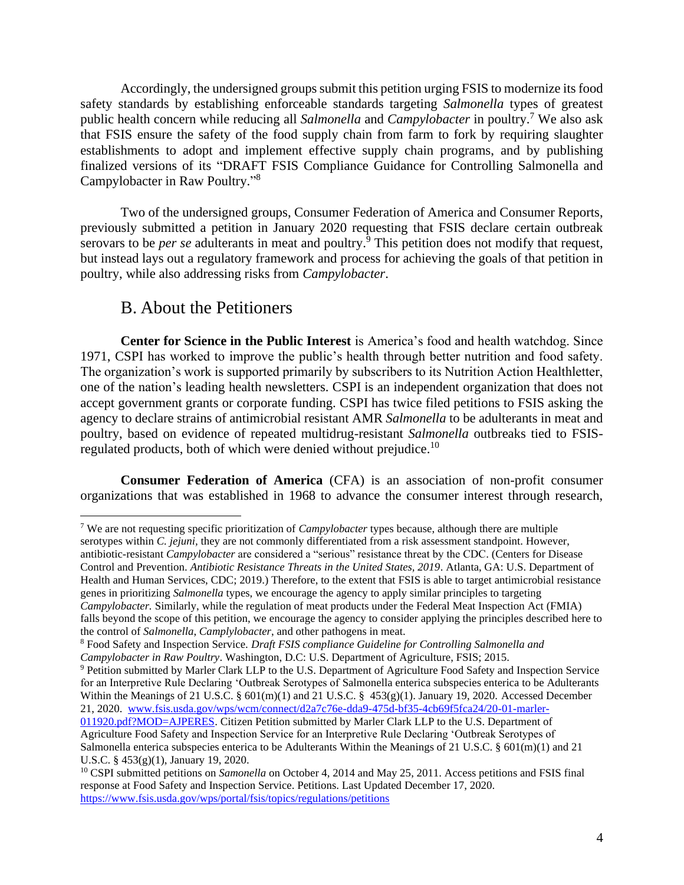Accordingly, the undersigned groups submit this petition urging FSIS to modernize its food safety standards by establishing enforceable standards targeting *Salmonella* types of greatest public health concern while reducing all *Salmonella* and *Campylobacter* in poultry.[7] We also ask that FSIS ensure the safety of the food supply chain from farm to fork by requiring slaughter establishments to adopt and implement effective supply chain programs, and by publishing finalized versions of its "DRAFT FSIS Compliance Guidance for Controlling Salmonella and Campylobacter in Raw Poultry."[8]

Two of the undersigned groups, Consumer Federation of America and Consumer Reports, previously submitted a petition in January 2020 requesting that FSIS declare certain outbreak serovars to be *per se* adulterants in meat and poultry.[9] This petition does not modify that request, but instead lays out a regulatory framework and process for achieving the goals of that petition in poultry, while also addressing risks from *Campylobacter*.

## B. About the Petitioners

**Center for Science in the Public Interest** is America's food and health watchdog. Since 1971, CSPI has worked to improve the public's health through better nutrition and food safety. The organization's work is supported primarily by subscribers to its Nutrition Action Healthletter, one of the nation's leading health newsletters. CSPI is an independent organization that does not accept government grants or corporate funding. CSPI has twice filed petitions to FSIS asking the agency to declare strains of antimicrobial resistant AMR *Salmonella* to be adulterants in meat and poultry, based on evidence of repeated multidrug-resistant *Salmonella* outbreaks tied to FSIS-regulated products, both of which were denied without prejudice.[10]

**Consumer Federation of America** (CFA) is an association of non-profit consumer organizations that was established in 1968 to advance the consumer interest through research,

---

[7] We are not requesting specific prioritization of *Campylobacter* types because, although there are multiple serotypes within *C. jejuni*, they are not commonly differentiated from a risk assessment standpoint. However, antibiotic-resistant *Campylobacter* are considered a "serious" resistance threat by the CDC. (Centers for Disease Control and Prevention. *Antibiotic Resistance Threats in the United States, 2019*. Atlanta, GA: U.S. Department of Health and Human Services, CDC; 2019.) Therefore, to the extent that FSIS is able to target antimicrobial resistance genes in prioritizing *Salmonella* types, we encourage the agency to apply similar principles to targeting *Campylobacter*. Similarly, while the regulation of meat products under the Federal Meat Inspection Act (FMIA) falls beyond the scope of this petition, we encourage the agency to consider applying the principles described here to the control of *Salmonella*, *Camplylobacter*, and other pathogens in meat.

[8] Food Safety and Inspection Service. *Draft FSIS compliance Guideline for Controlling Salmonella and Campylobacter in Raw Poultry*. Washington, D.C: U.S. Department of Agriculture, FSIS; 2015.

[9] Petition submitted by Marler Clark LLP to the U.S. Department of Agriculture Food Safety and Inspection Service for an Interpretive Rule Declaring 'Outbreak Serotypes of Salmonella enterica subspecies enterica to be Adulterants Within the Meanings of 21 U.S.C. § 601(m)(1) and 21 U.S.C. § 453(g)(1). January 19, 2020. Accessed December 21, 2020. www.fsis.usda.gov/wps/wcm/connect/d2a7c76e-dda9-475d-bf35-4cb69f5fca24/20-01-marler-011920.pdf?MOD=AJPERES. Citizen Petition submitted by Marler Clark LLP to the U.S. Department of Agriculture Food Safety and Inspection Service for an Interpretive Rule Declaring 'Outbreak Serotypes of Salmonella enterica subspecies enterica to be Adulterants Within the Meanings of 21 U.S.C. § 601(m)(1) and 21 U.S.C. § 453(g)(1), January 19, 2020.

[10] CSPI submitted petitions on *Samonella* on October 4, 2014 and May 25, 2011. Access petitions and FSIS final response at Food Safety and Inspection Service. Petitions. Last Updated December 17, 2020. https://www.fsis.usda.gov/wps/portal/fsis/topics/regulations/petitions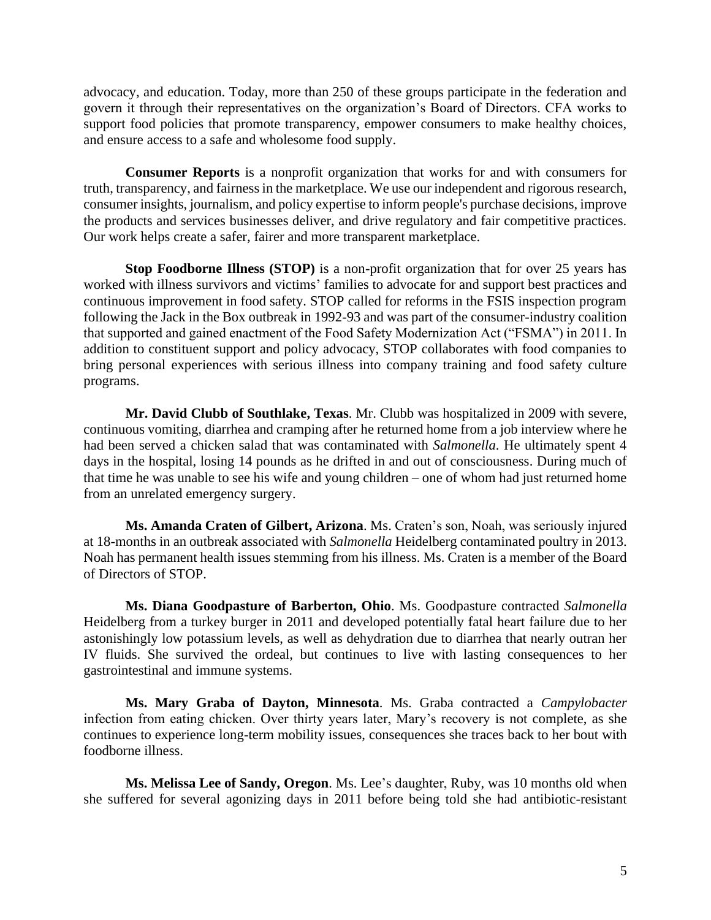advocacy, and education. Today, more than 250 of these groups participate in the federation and govern it through their representatives on the organization's Board of Directors. CFA works to support food policies that promote transparency, empower consumers to make healthy choices, and ensure access to a safe and wholesome food supply.

**Consumer Reports** is a nonprofit organization that works for and with consumers for truth, transparency, and fairness in the marketplace. We use our independent and rigorous research, consumer insights, journalism, and policy expertise to inform people's purchase decisions, improve the products and services businesses deliver, and drive regulatory and fair competitive practices. Our work helps create a safer, fairer and more transparent marketplace.

**Stop Foodborne Illness (STOP)** is a non-profit organization that for over 25 years has worked with illness survivors and victims' families to advocate for and support best practices and continuous improvement in food safety. STOP called for reforms in the FSIS inspection program following the Jack in the Box outbreak in 1992-93 and was part of the consumer-industry coalition that supported and gained enactment of the Food Safety Modernization Act ("FSMA") in 2011. In addition to constituent support and policy advocacy, STOP collaborates with food companies to bring personal experiences with serious illness into company training and food safety culture programs.

**Mr. David Clubb of Southlake, Texas**. Mr. Clubb was hospitalized in 2009 with severe, continuous vomiting, diarrhea and cramping after he returned home from a job interview where he had been served a chicken salad that was contaminated with *Salmonella*. He ultimately spent 4 days in the hospital, losing 14 pounds as he drifted in and out of consciousness. During much of that time he was unable to see his wife and young children – one of whom had just returned home from an unrelated emergency surgery.

**Ms. Amanda Craten of Gilbert, Arizona**. Ms. Craten's son, Noah, was seriously injured at 18-months in an outbreak associated with *Salmonella* Heidelberg contaminated poultry in 2013. Noah has permanent health issues stemming from his illness. Ms. Craten is a member of the Board of Directors of STOP.

**Ms. Diana Goodpasture of Barberton, Ohio**. Ms. Goodpasture contracted *Salmonella* Heidelberg from a turkey burger in 2011 and developed potentially fatal heart failure due to her astonishingly low potassium levels, as well as dehydration due to diarrhea that nearly outran her IV fluids. She survived the ordeal, but continues to live with lasting consequences to her gastrointestinal and immune systems.

**Ms. Mary Graba of Dayton, Minnesota**. Ms. Graba contracted a *Campylobacter* infection from eating chicken. Over thirty years later, Mary's recovery is not complete, as she continues to experience long-term mobility issues, consequences she traces back to her bout with foodborne illness.

**Ms. Melissa Lee of Sandy, Oregon**. Ms. Lee's daughter, Ruby, was 10 months old when she suffered for several agonizing days in 2011 before being told she had antibiotic-resistant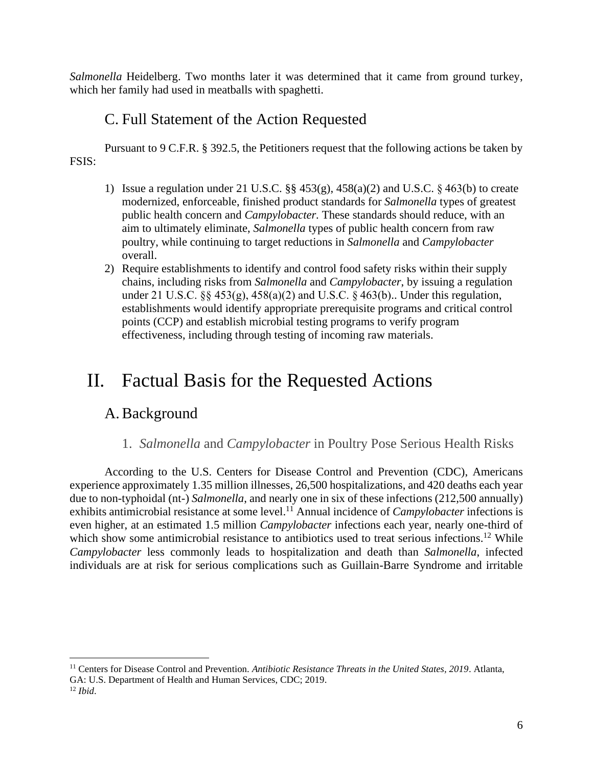*Salmonella* Heidelberg. Two months later it was determined that it came from ground turkey, which her family had used in meatballs with spaghetti.

## C. Full Statement of the Action Requested

Pursuant to 9 C.F.R. § 392.5, the Petitioners request that the following actions be taken by FSIS:

1) Issue a regulation under 21 U.S.C. §§ 453(g), 458(a)(2) and U.S.C. § 463(b) to create modernized, enforceable, finished product standards for *Salmonella* types of greatest public health concern and *Campylobacter.* These standards should reduce, with an aim to ultimately eliminate, *Salmonella* types of public health concern from raw poultry, while continuing to target reductions in *Salmonella* and *Campylobacter* overall.
2) Require establishments to identify and control food safety risks within their supply chains, including risks from *Salmonella* and *Campylobacter*, by issuing a regulation under 21 U.S.C. §§ 453(g), 458(a)(2) and U.S.C. § 463(b).. Under this regulation, establishments would identify appropriate prerequisite programs and critical control points (CCP) and establish microbial testing programs to verify program effectiveness, including through testing of incoming raw materials.

# II. Factual Basis for the Requested Actions

## A. Background

### 1. *Salmonella* and *Campylobacter* in Poultry Pose Serious Health Risks

According to the U.S. Centers for Disease Control and Prevention (CDC), Americans experience approximately 1.35 million illnesses, 26,500 hospitalizations, and 420 deaths each year due to non-typhoidal (nt-) *Salmonella*, and nearly one in six of these infections (212,500 annually) exhibits antimicrobial resistance at some level.[11] Annual incidence of *Campylobacter* infections is even higher, at an estimated 1.5 million *Campylobacter* infections each year, nearly one-third of which show some antimicrobial resistance to antibiotics used to treat serious infections.[12] While *Campylobacter* less commonly leads to hospitalization and death than *Salmonella*, infected individuals are at risk for serious complications such as Guillain-Barre Syndrome and irritable

---

[11] Centers for Disease Control and Prevention. *Antibiotic Resistance Threats in the United States, 2019*. Atlanta, GA: U.S. Department of Health and Human Services, CDC; 2019.

[12] *Ibid*.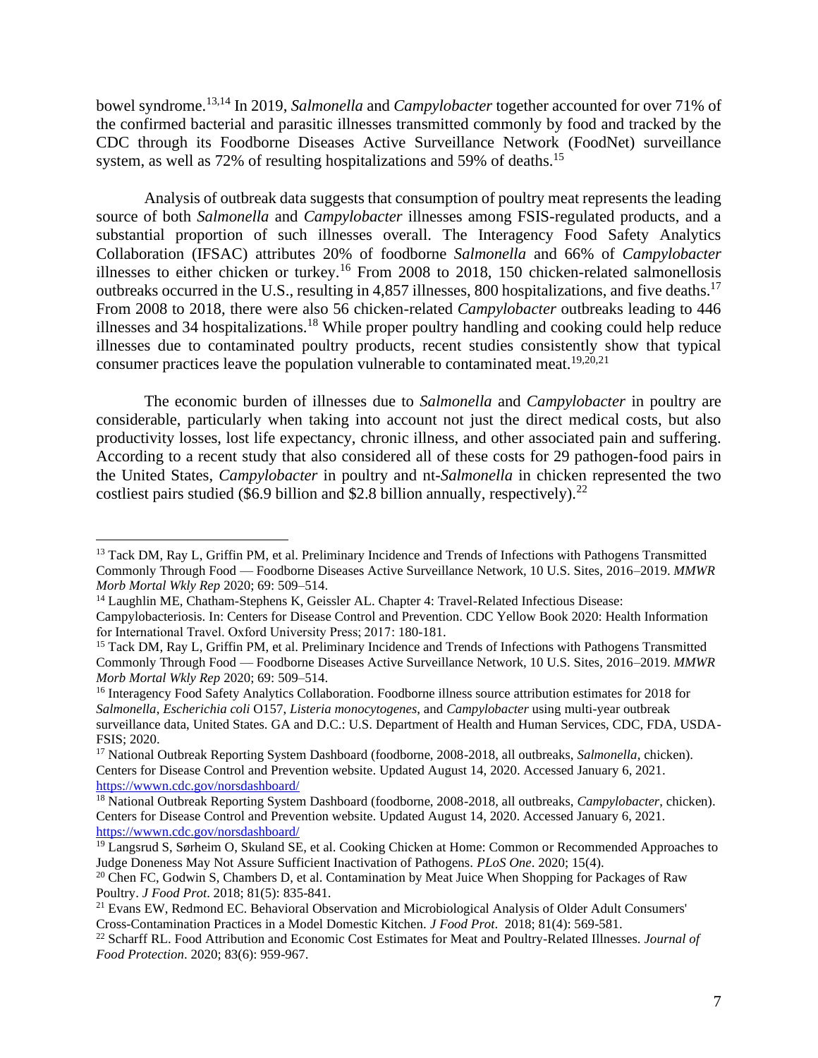bowel syndrome.[13,14] In 2019, *Salmonella* and *Campylobacter* together accounted for over 71% of the confirmed bacterial and parasitic illnesses transmitted commonly by food and tracked by the CDC through its Foodborne Diseases Active Surveillance Network (FoodNet) surveillance system, as well as 72% of resulting hospitalizations and 59% of deaths.[15]

Analysis of outbreak data suggests that consumption of poultry meat represents the leading source of both *Salmonella* and *Campylobacter* illnesses among FSIS-regulated products, and a substantial proportion of such illnesses overall. The Interagency Food Safety Analytics Collaboration (IFSAC) attributes 20% of foodborne *Salmonella* and 66% of *Campylobacter* illnesses to either chicken or turkey.[16] From 2008 to 2018, 150 chicken-related salmonellosis outbreaks occurred in the U.S., resulting in 4,857 illnesses, 800 hospitalizations, and five deaths.[17] From 2008 to 2018, there were also 56 chicken-related *Campylobacter* outbreaks leading to 446 illnesses and 34 hospitalizations.[18] While proper poultry handling and cooking could help reduce illnesses due to contaminated poultry products, recent studies consistently show that typical consumer practices leave the population vulnerable to contaminated meat.[19,20,21]

The economic burden of illnesses due to *Salmonella* and *Campylobacter* in poultry are considerable, particularly when taking into account not just the direct medical costs, but also productivity losses, lost life expectancy, chronic illness, and other associated pain and suffering. According to a recent study that also considered all of these costs for 29 pathogen-food pairs in the United States, *Campylobacter* in poultry and nt-*Salmonella* in chicken represented the two costliest pairs studied ($6.9 billion and $2.8 billion annually, respectively).[22]

---

[13] Tack DM, Ray L, Griffin PM, et al. Preliminary Incidence and Trends of Infections with Pathogens Transmitted Commonly Through Food — Foodborne Diseases Active Surveillance Network, 10 U.S. Sites, 2016–2019. *MMWR Morb Mortal Wkly Rep* 2020; 69: 509–514.

[14] Laughlin ME, Chatham-Stephens K, Geissler AL. Chapter 4: Travel-Related Infectious Disease: Campylobacteriosis. In: Centers for Disease Control and Prevention. CDC Yellow Book 2020: Health Information for International Travel. Oxford University Press; 2017: 180-181.

[15] Tack DM, Ray L, Griffin PM, et al. Preliminary Incidence and Trends of Infections with Pathogens Transmitted Commonly Through Food — Foodborne Diseases Active Surveillance Network, 10 U.S. Sites, 2016–2019. *MMWR Morb Mortal Wkly Rep* 2020; 69: 509–514.

[16] Interagency Food Safety Analytics Collaboration. Foodborne illness source attribution estimates for 2018 for *Salmonella*, *Escherichia coli* O157, *Listeria monocytogenes*, and *Campylobacter* using multi-year outbreak surveillance data, United States. GA and D.C.: U.S. Department of Health and Human Services, CDC, FDA, USDA-FSIS; 2020.

[17] National Outbreak Reporting System Dashboard (foodborne, 2008-2018, all outbreaks, *Salmonella*, chicken). Centers for Disease Control and Prevention website. Updated August 14, 2020. Accessed January 6, 2021. https://wwwn.cdc.gov/norsdashboard/

[18] National Outbreak Reporting System Dashboard (foodborne, 2008-2018, all outbreaks, *Campylobacter*, chicken). Centers for Disease Control and Prevention website. Updated August 14, 2020. Accessed January 6, 2021. https://wwwn.cdc.gov/norsdashboard/

[19] Langsrud S, Sørheim O, Skuland SE, et al. Cooking Chicken at Home: Common or Recommended Approaches to Judge Doneness May Not Assure Sufficient Inactivation of Pathogens. *PLoS One*. 2020; 15(4).

[20] Chen FC, Godwin S, Chambers D, et al. Contamination by Meat Juice When Shopping for Packages of Raw Poultry. *J Food Prot*. 2018; 81(5): 835-841.

[21] Evans EW, Redmond EC. Behavioral Observation and Microbiological Analysis of Older Adult Consumers' Cross-Contamination Practices in a Model Domestic Kitchen. *J Food Prot*. 2018; 81(4): 569-581.

[22] Scharff RL. Food Attribution and Economic Cost Estimates for Meat and Poultry-Related Illnesses. *Journal of Food Protection*. 2020; 83(6): 959-967.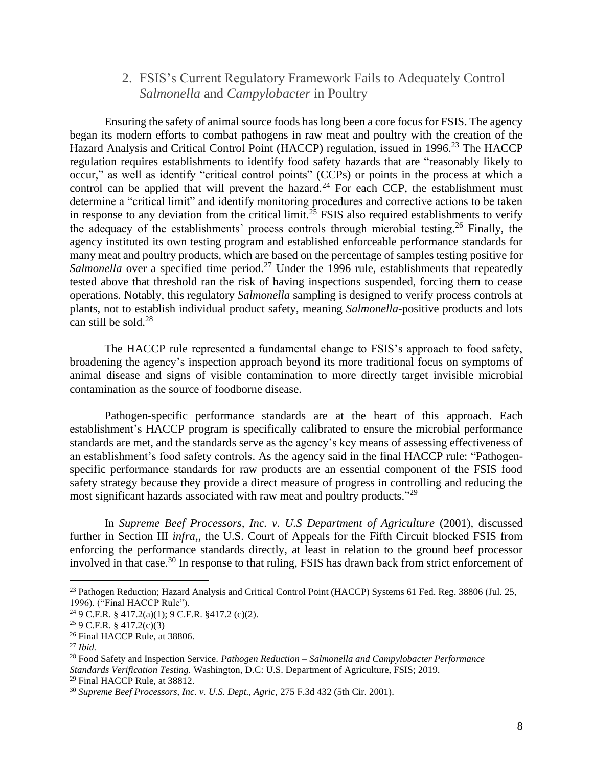### 2. FSIS's Current Regulatory Framework Fails to Adequately Control *Salmonella* and *Campylobacter* in Poultry

Ensuring the safety of animal source foods has long been a core focus for FSIS. The agency began its modern efforts to combat pathogens in raw meat and poultry with the creation of the Hazard Analysis and Critical Control Point (HACCP) regulation, issued in 1996.[23] The HACCP regulation requires establishments to identify food safety hazards that are "reasonably likely to occur," as well as identify "critical control points" (CCPs) or points in the process at which a control can be applied that will prevent the hazard.[24] For each CCP, the establishment must determine a "critical limit" and identify monitoring procedures and corrective actions to be taken in response to any deviation from the critical limit.[25] FSIS also required establishments to verify the adequacy of the establishments' process controls through microbial testing.[26] Finally, the agency instituted its own testing program and established enforceable performance standards for many meat and poultry products, which are based on the percentage of samples testing positive for *Salmonella* over a specified time period.[27] Under the 1996 rule, establishments that repeatedly tested above that threshold ran the risk of having inspections suspended, forcing them to cease operations. Notably, this regulatory *Salmonella* sampling is designed to verify process controls at plants, not to establish individual product safety, meaning *Salmonella*-positive products and lots can still be sold.[28]

The HACCP rule represented a fundamental change to FSIS's approach to food safety, broadening the agency's inspection approach beyond its more traditional focus on symptoms of animal disease and signs of visible contamination to more directly target invisible microbial contamination as the source of foodborne disease.

Pathogen-specific performance standards are at the heart of this approach. Each establishment's HACCP program is specifically calibrated to ensure the microbial performance standards are met, and the standards serve as the agency's key means of assessing effectiveness of an establishment's food safety controls. As the agency said in the final HACCP rule: "Pathogen-specific performance standards for raw products are an essential component of the FSIS food safety strategy because they provide a direct measure of progress in controlling and reducing the most significant hazards associated with raw meat and poultry products."[29]

In *Supreme Beef Processors, Inc. v. U.S Department of Agriculture* (2001), discussed further in Section III *infra*,, the U.S. Court of Appeals for the Fifth Circuit blocked FSIS from enforcing the performance standards directly, at least in relation to the ground beef processor involved in that case.[30] In response to that ruling, FSIS has drawn back from strict enforcement of

---

[23] Pathogen Reduction; Hazard Analysis and Critical Control Point (HACCP) Systems 61 Fed. Reg. 38806 (Jul. 25, 1996). ("Final HACCP Rule").

[24] 9 C.F.R. § 417.2(a)(1); 9 C.F.R. §417.2 (c)(2).

[25] 9 C.F.R. § 417.2(c)(3)

[26] Final HACCP Rule, at 38806.

[27] *Ibid.*

[28] Food Safety and Inspection Service. *Pathogen Reduction – Salmonella and Campylobacter Performance Standards Verification Testing.* Washington, D.C: U.S. Department of Agriculture, FSIS; 2019.

[29] Final HACCP Rule, at 38812.

[30] *Supreme Beef Processors, Inc. v. U.S. Dept., Agric*, 275 F.3d 432 (5th Cir. 2001).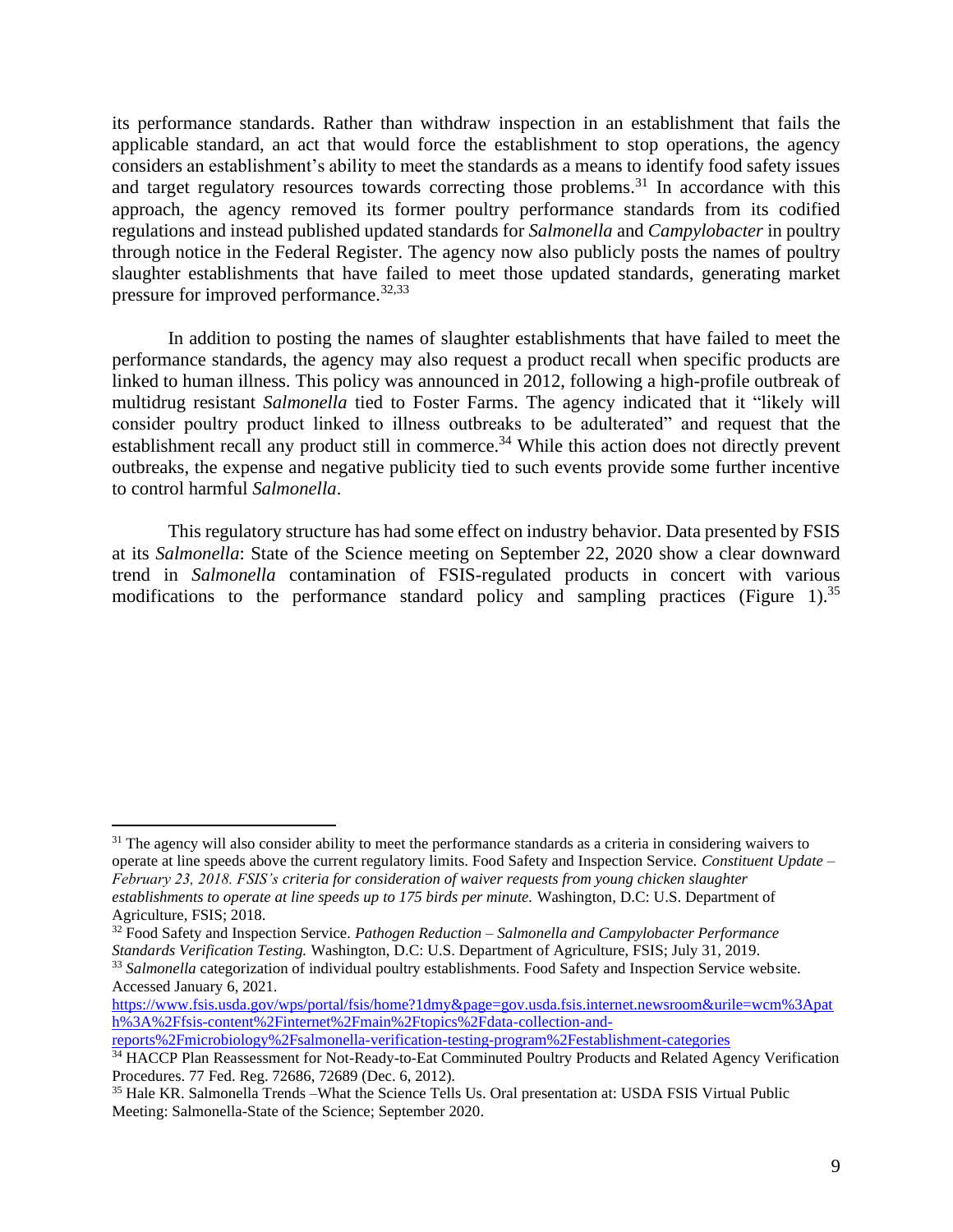its performance standards. Rather than withdraw inspection in an establishment that fails the applicable standard, an act that would force the establishment to stop operations, the agency considers an establishment's ability to meet the standards as a means to identify food safety issues and target regulatory resources towards correcting those problems.[31] In accordance with this approach, the agency removed its former poultry performance standards from its codified regulations and instead published updated standards for *Salmonella* and *Campylobacter* in poultry through notice in the Federal Register. The agency now also publicly posts the names of poultry slaughter establishments that have failed to meet those updated standards, generating market pressure for improved performance.[32,33]

In addition to posting the names of slaughter establishments that have failed to meet the performance standards, the agency may also request a product recall when specific products are linked to human illness. This policy was announced in 2012, following a high-profile outbreak of multidrug resistant *Salmonella* tied to Foster Farms. The agency indicated that it "likely will consider poultry product linked to illness outbreaks to be adulterated" and request that the establishment recall any product still in commerce.[34] While this action does not directly prevent outbreaks, the expense and negative publicity tied to such events provide some further incentive to control harmful *Salmonella*.

This regulatory structure has had some effect on industry behavior. Data presented by FSIS at its *Salmonella*: State of the Science meeting on September 22, 2020 show a clear downward trend in *Salmonella* contamination of FSIS-regulated products in concert with various modifications to the performance standard policy and sampling practices (Figure 1).[35]

---

[31] The agency will also consider ability to meet the performance standards as a criteria in considering waivers to operate at line speeds above the current regulatory limits. Food Safety and Inspection Service. *Constituent Update – February 23, 2018. FSIS's criteria for consideration of waiver requests from young chicken slaughter establishments to operate at line speeds up to 175 birds per minute.* Washington, D.C: U.S. Department of Agriculture, FSIS; 2018.

[32] Food Safety and Inspection Service. *Pathogen Reduction – Salmonella and Campylobacter Performance Standards Verification Testing.* Washington, D.C: U.S. Department of Agriculture, FSIS; July 31, 2019.

[33] *Salmonella* categorization of individual poultry establishments. Food Safety and Inspection Service website. Accessed January 6, 2021. https://www.fsis.usda.gov/wps/portal/fsis/home?1dmy&page=gov.usda.fsis.internet.newsroom&urile=wcm%3Apath%3A%2Ffsis-content%2Finternet%2Fmain%2Ftopics%2Fdata-collection-and-reports%2Fmicrobiology%2Fsalmonella-verification-testing-program%2Festablishment-categories

[34] HACCP Plan Reassessment for Not-Ready-to-Eat Comminuted Poultry Products and Related Agency Verification Procedures. 77 Fed. Reg. 72686, 72689 (Dec. 6, 2012).

[35] Hale KR. Salmonella Trends –What the Science Tells Us. Oral presentation at: USDA FSIS Virtual Public Meeting: Salmonella-State of the Science; September 2020.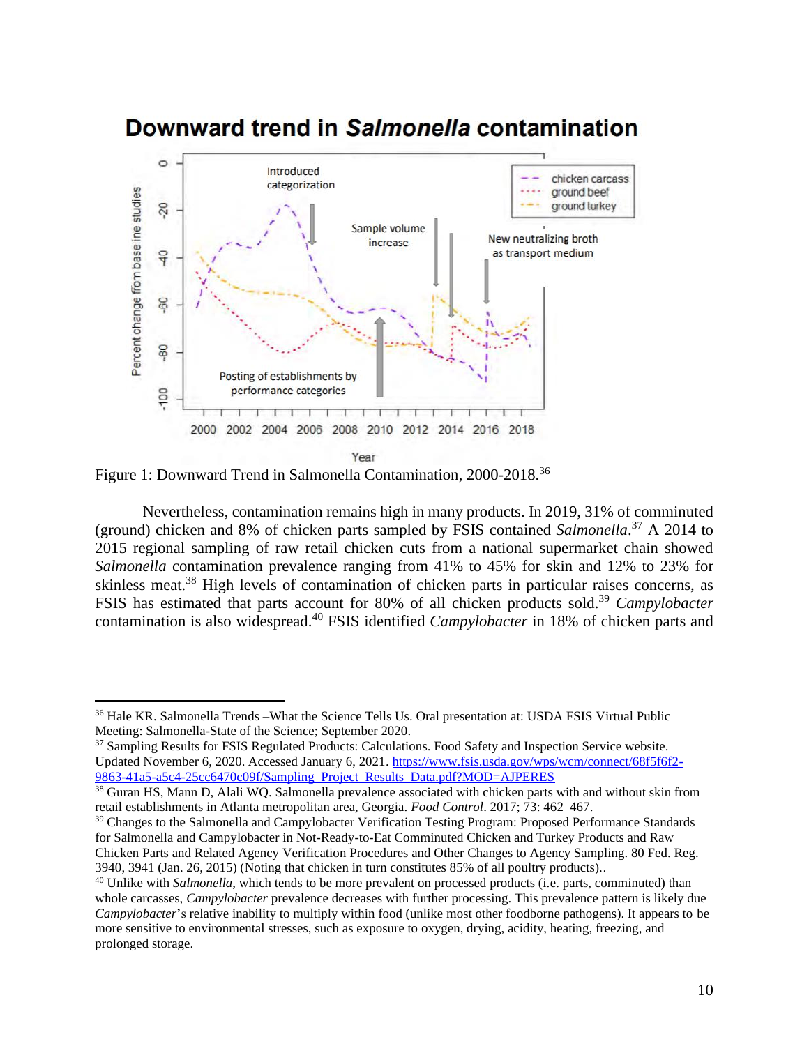Figure 1: Downward Trend in Salmonella Contamination, 2000-2018.[36]

Nevertheless, contamination remains high in many products. In 2019, 31% of comminuted (ground) chicken and 8% of chicken parts sampled by FSIS contained *Salmonella*.[37] A 2014 to 2015 regional sampling of raw retail chicken cuts from a national supermarket chain showed *Salmonella* contamination prevalence ranging from 41% to 45% for skin and 12% to 23% for skinless meat.[38] High levels of contamination of chicken parts in particular raises concerns, as FSIS has estimated that parts account for 80% of all chicken products sold.[39] *Campylobacter* contamination is also widespread.[40] FSIS identified *Campylobacter* in 18% of chicken parts and

---

[36] Hale KR. Salmonella Trends –What the Science Tells Us. Oral presentation at: USDA FSIS Virtual Public Meeting: Salmonella-State of the Science; September 2020.

[37] Sampling Results for FSIS Regulated Products: Calculations. Food Safety and Inspection Service website. Updated November 6, 2020. Accessed January 6, 2021. https://www.fsis.usda.gov/wps/wcm/connect/68f5f6f2-9863-41a5-a5c4-25cc6470c09f/Sampling_Project_Results_Data.pdf?MOD=AJPERES

[38] Guran HS, Mann D, Alali WQ. Salmonella prevalence associated with chicken parts with and without skin from retail establishments in Atlanta metropolitan area, Georgia. *Food Control*. 2017; 73: 462–467.

[39] Changes to the Salmonella and Campylobacter Verification Testing Program: Proposed Performance Standards for Salmonella and Campylobacter in Not-Ready-to-Eat Comminuted Chicken and Turkey Products and Raw Chicken Parts and Related Agency Verification Procedures and Other Changes to Agency Sampling. 80 Fed. Reg. 3940, 3941 (Jan. 26, 2015) (Noting that chicken in turn constitutes 85% of all poultry products)..

[40] Unlike with *Salmonella*, which tends to be more prevalent on processed products (i.e. parts, comminuted) than whole carcasses, *Campylobacter* prevalence decreases with further processing. This prevalence pattern is likely due *Campylobacter*'s relative inability to multiply within food (unlike most other foodborne pathogens). It appears to be more sensitive to environmental stresses, such as exposure to oxygen, drying, acidity, heating, freezing, and prolonged storage.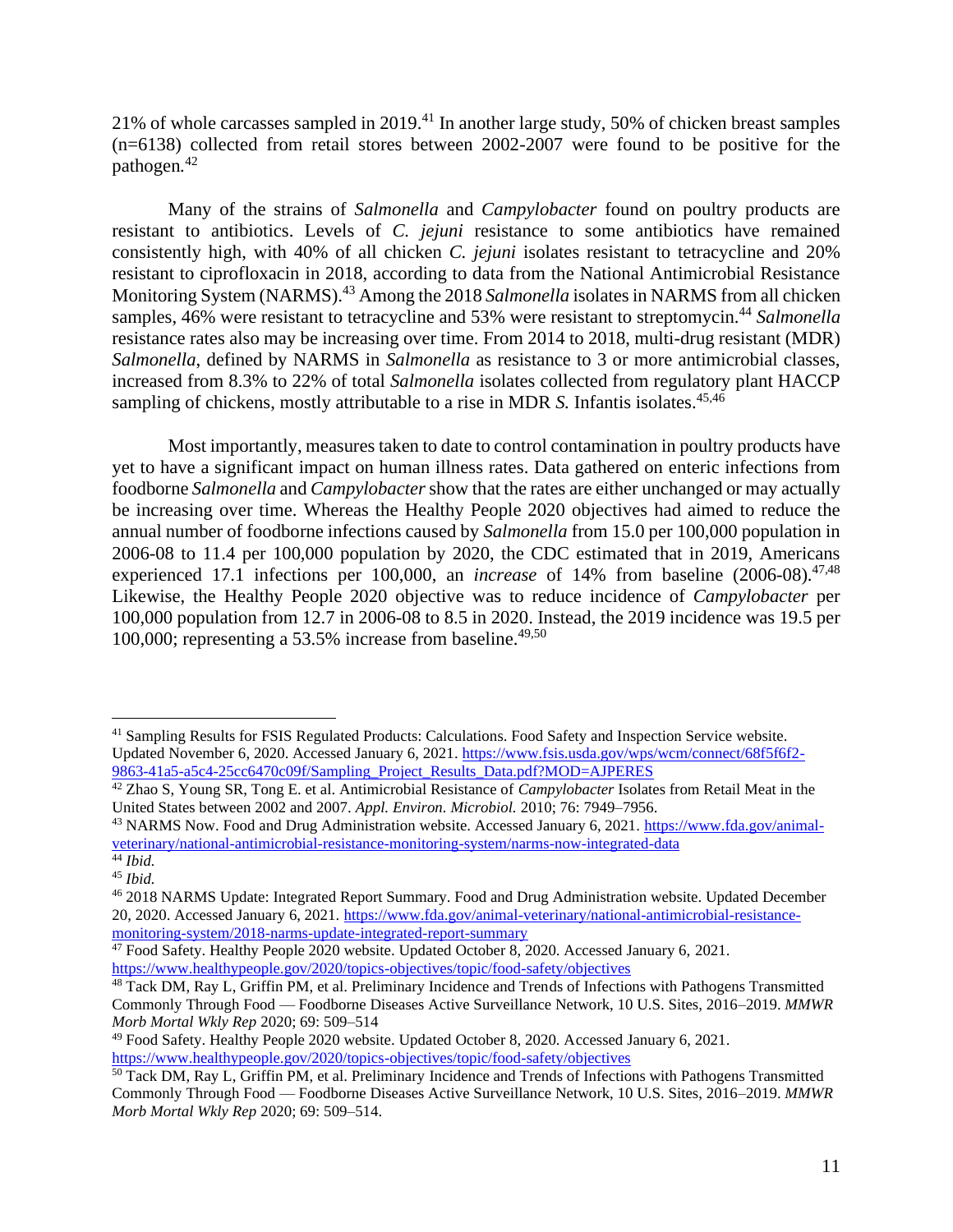21% of whole carcasses sampled in 2019.[41] In another large study, 50% of chicken breast samples (n=6138) collected from retail stores between 2002-2007 were found to be positive for the pathogen.[42]

Many of the strains of *Salmonella* and *Campylobacter* found on poultry products are resistant to antibiotics. Levels of *C. jejuni* resistance to some antibiotics have remained consistently high, with 40% of all chicken *C. jejuni* isolates resistant to tetracycline and 20% resistant to ciprofloxacin in 2018, according to data from the National Antimicrobial Resistance Monitoring System (NARMS).[43] Among the 2018 *Salmonella* isolates in NARMS from all chicken samples, 46% were resistant to tetracycline and 53% were resistant to streptomycin.[44] *Salmonella* resistance rates also may be increasing over time. From 2014 to 2018, multi-drug resistant (MDR) *Salmonella*, defined by NARMS in *Salmonella* as resistance to 3 or more antimicrobial classes, increased from 8.3% to 22% of total *Salmonella* isolates collected from regulatory plant HACCP sampling of chickens, mostly attributable to a rise in MDR *S.* Infantis isolates.[45,46]

Most importantly, measures taken to date to control contamination in poultry products have yet to have a significant impact on human illness rates. Data gathered on enteric infections from foodborne *Salmonella* and *Campylobacter* show that the rates are either unchanged or may actually be increasing over time. Whereas the Healthy People 2020 objectives had aimed to reduce the annual number of foodborne infections caused by *Salmonella* from 15.0 per 100,000 population in 2006-08 to 11.4 per 100,000 population by 2020, the CDC estimated that in 2019, Americans experienced 17.1 infections per 100,000, an *increase* of 14% from baseline (2006-08).[47,48] Likewise, the Healthy People 2020 objective was to reduce incidence of *Campylobacter* per 100,000 population from 12.7 in 2006-08 to 8.5 in 2020. Instead, the 2019 incidence was 19.5 per 100,000; representing a 53.5% increase from baseline.[49,50]

---

[41] Sampling Results for FSIS Regulated Products: Calculations. Food Safety and Inspection Service website. Updated November 6, 2020. Accessed January 6, 2021. https://www.fsis.usda.gov/wps/wcm/connect/68f5f6f2-9863-41a5-a5c4-25cc6470c09f/Sampling_Project_Results_Data.pdf?MOD=AJPERES

[42] Zhao S, Young SR, Tong E. et al. Antimicrobial Resistance of *Campylobacter* Isolates from Retail Meat in the United States between 2002 and 2007. *Appl. Environ. Microbiol.* 2010; 76: 7949–7956.

[43] NARMS Now. Food and Drug Administration website. Accessed January 6, 2021. https://www.fda.gov/animal-veterinary/national-antimicrobial-resistance-monitoring-system/narms-now-integrated-data

[44] *Ibid.*

[45] *Ibid.*

[46] 2018 NARMS Update: Integrated Report Summary. Food and Drug Administration website. Updated December 20, 2020. Accessed January 6, 2021. https://www.fda.gov/animal-veterinary/national-antimicrobial-resistance-monitoring-system/2018-narms-update-integrated-report-summary

[47] Food Safety. Healthy People 2020 website. Updated October 8, 2020. Accessed January 6, 2021. https://www.healthypeople.gov/2020/topics-objectives/topic/food-safety/objectives

[48] Tack DM, Ray L, Griffin PM, et al. Preliminary Incidence and Trends of Infections with Pathogens Transmitted Commonly Through Food — Foodborne Diseases Active Surveillance Network, 10 U.S. Sites, 2016–2019. *MMWR Morb Mortal Wkly Rep* 2020; 69: 509–514

[49] Food Safety. Healthy People 2020 website. Updated October 8, 2020. Accessed January 6, 2021. https://www.healthypeople.gov/2020/topics-objectives/topic/food-safety/objectives

[50] Tack DM, Ray L, Griffin PM, et al. Preliminary Incidence and Trends of Infections with Pathogens Transmitted Commonly Through Food — Foodborne Diseases Active Surveillance Network, 10 U.S. Sites, 2016–2019. *MMWR Morb Mortal Wkly Rep* 2020; 69: 509–514.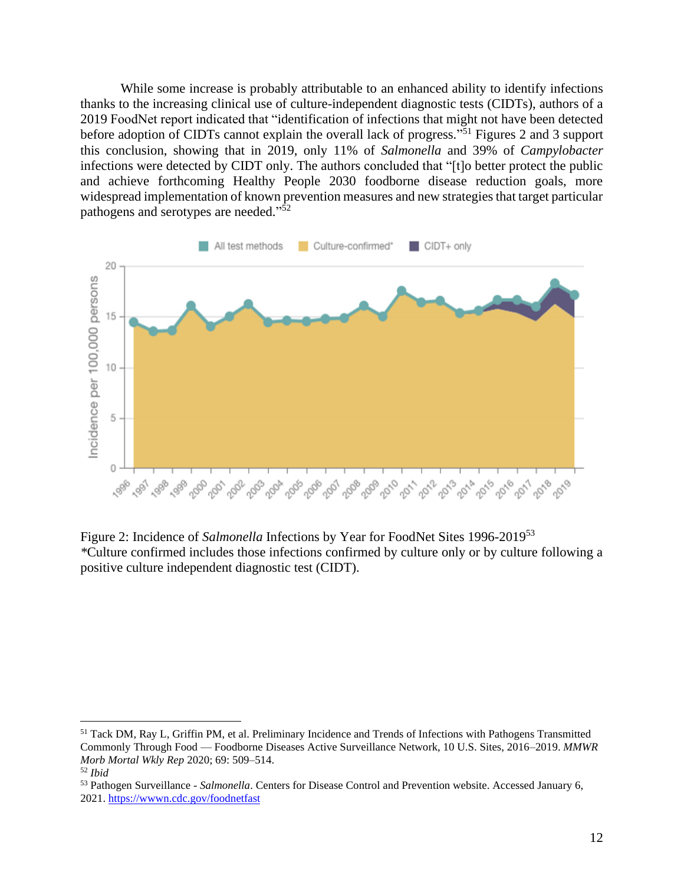While some increase is probably attributable to an enhanced ability to identify infections thanks to the increasing clinical use of culture-independent diagnostic tests (CIDTs), authors of a 2019 FoodNet report indicated that "identification of infections that might not have been detected before adoption of CIDTs cannot explain the overall lack of progress."[51] Figures 2 and 3 support this conclusion, showing that in 2019, only 11% of *Salmonella* and 39% of *Campylobacter* infections were detected by CIDT only. The authors concluded that "[t]o better protect the public and achieve forthcoming Healthy People 2030 foodborne disease reduction goals, more widespread implementation of known prevention measures and new strategies that target particular pathogens and serotypes are needed."[52]

Figure 2: Incidence of *Salmonella* Infections by Year for FoodNet Sites 1996-2019[53]
*Culture confirmed includes those infections confirmed by culture only or by culture following a positive culture independent diagnostic test (CIDT).

---

[51] Tack DM, Ray L, Griffin PM, et al. Preliminary Incidence and Trends of Infections with Pathogens Transmitted Commonly Through Food — Foodborne Diseases Active Surveillance Network, 10 U.S. Sites, 2016–2019. *MMWR Morb Mortal Wkly Rep* 2020; 69: 509–514.

[52] *Ibid*

[53] Pathogen Surveillance - *Salmonella*. Centers for Disease Control and Prevention website. Accessed January 6, 2021. https://wwwn.cdc.gov/foodnetfast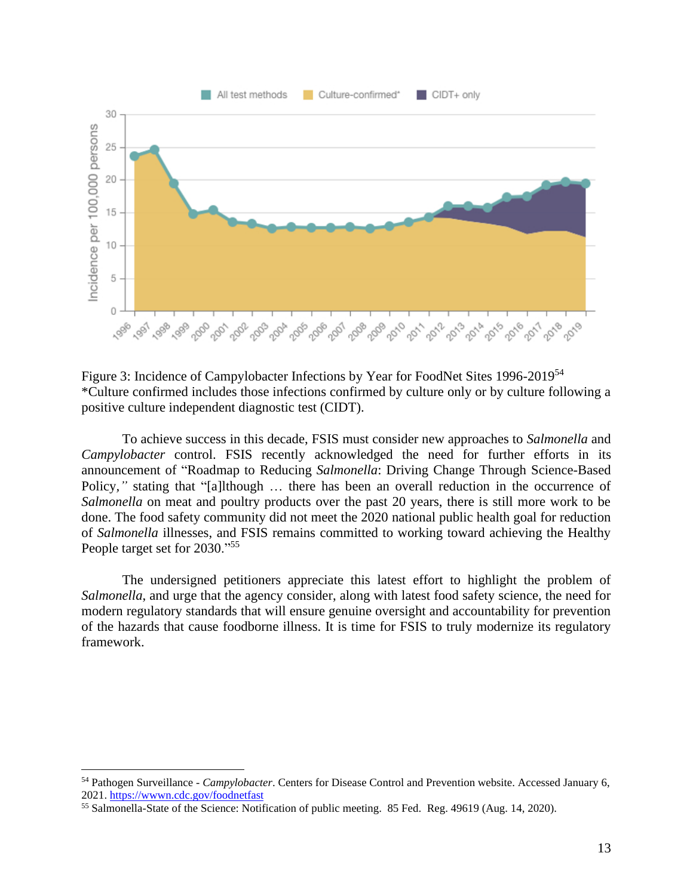Figure 3: Incidence of Campylobacter Infections by Year for FoodNet Sites 1996-2019[54]
*Culture confirmed includes those infections confirmed by culture only or by culture following a positive culture independent diagnostic test (CIDT).

To achieve success in this decade, FSIS must consider new approaches to *Salmonella* and *Campylobacter* control. FSIS recently acknowledged the need for further efforts in its announcement of "Roadmap to Reducing *Salmonella*: Driving Change Through Science-Based Policy," stating that "[a]lthough … there has been an overall reduction in the occurrence of *Salmonella* on meat and poultry products over the past 20 years, there is still more work to be done. The food safety community did not meet the 2020 national public health goal for reduction of *Salmonella* illnesses, and FSIS remains committed to working toward achieving the Healthy People target set for 2030."[55]

The undersigned petitioners appreciate this latest effort to highlight the problem of *Salmonella*, and urge that the agency consider, along with latest food safety science, the need for modern regulatory standards that will ensure genuine oversight and accountability for prevention of the hazards that cause foodborne illness. It is time for FSIS to truly modernize its regulatory framework.

---

[54] Pathogen Surveillance - *Campylobacter*. Centers for Disease Control and Prevention website. Accessed January 6, 2021. https://wwwn.cdc.gov/foodnetfast

[55] Salmonella-State of the Science: Notification of public meeting. 85 Fed. Reg. 49619 (Aug. 14, 2020).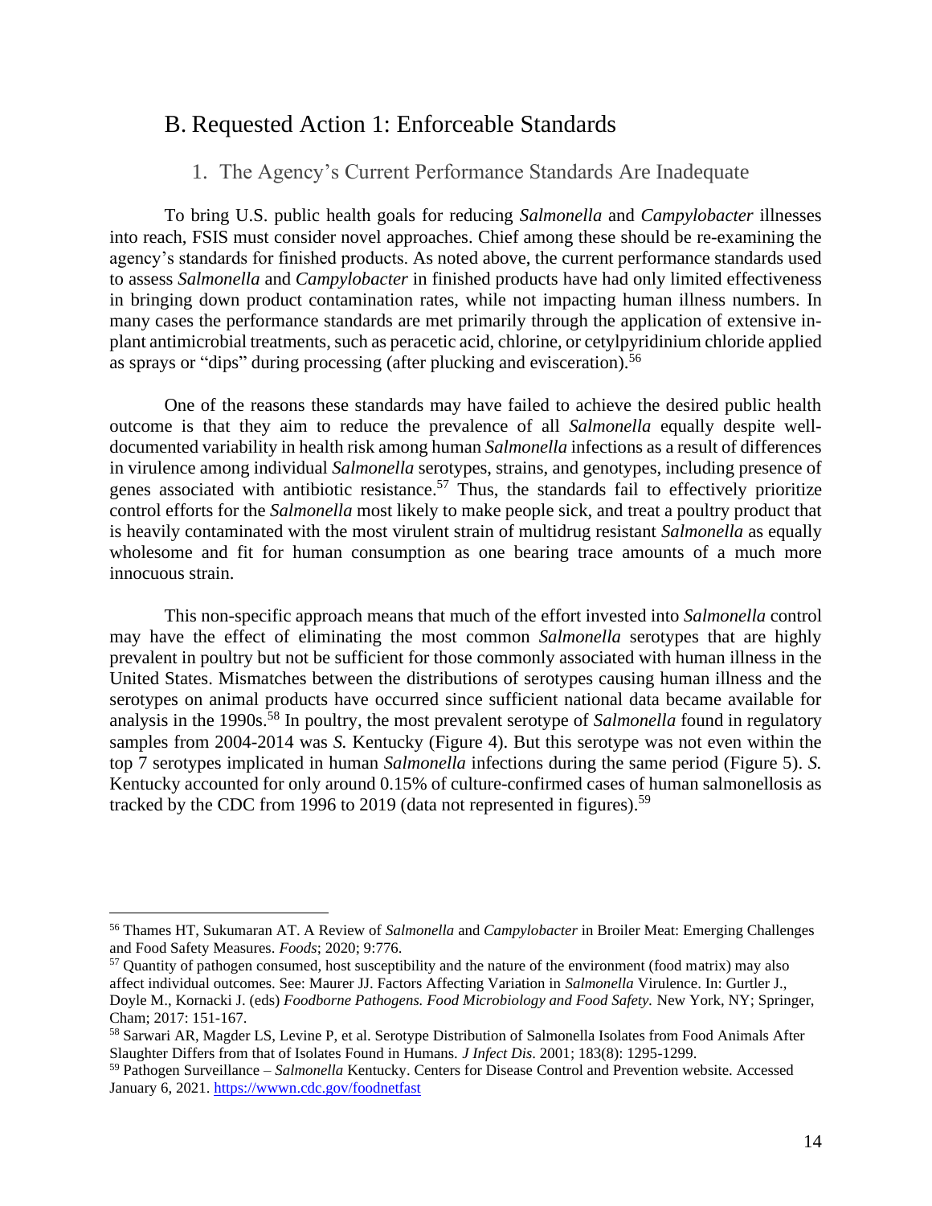## B. Requested Action 1: Enforceable Standards

### 1. The Agency's Current Performance Standards Are Inadequate

To bring U.S. public health goals for reducing *Salmonella* and *Campylobacter* illnesses into reach, FSIS must consider novel approaches. Chief among these should be re-examining the agency's standards for finished products. As noted above, the current performance standards used to assess *Salmonella* and *Campylobacter* in finished products have had only limited effectiveness in bringing down product contamination rates, while not impacting human illness numbers. In many cases the performance standards are met primarily through the application of extensive in-plant antimicrobial treatments, such as peracetic acid, chlorine, or cetylpyridinium chloride applied as sprays or "dips" during processing (after plucking and evisceration).[56]

One of the reasons these standards may have failed to achieve the desired public health outcome is that they aim to reduce the prevalence of all *Salmonella* equally despite well-documented variability in health risk among human *Salmonella* infections as a result of differences in virulence among individual *Salmonella* serotypes, strains, and genotypes, including presence of genes associated with antibiotic resistance.[57] Thus, the standards fail to effectively prioritize control efforts for the *Salmonella* most likely to make people sick, and treat a poultry product that is heavily contaminated with the most virulent strain of multidrug resistant *Salmonella* as equally wholesome and fit for human consumption as one bearing trace amounts of a much more innocuous strain.

This non-specific approach means that much of the effort invested into *Salmonella* control may have the effect of eliminating the most common *Salmonella* serotypes that are highly prevalent in poultry but not be sufficient for those commonly associated with human illness in the United States. Mismatches between the distributions of serotypes causing human illness and the serotypes on animal products have occurred since sufficient national data became available for analysis in the 1990s.[58] In poultry, the most prevalent serotype of *Salmonella* found in regulatory samples from 2004-2014 was *S.* Kentucky (Figure 4). But this serotype was not even within the top 7 serotypes implicated in human *Salmonella* infections during the same period (Figure 5). *S.* Kentucky accounted for only around 0.15% of culture-confirmed cases of human salmonellosis as tracked by the CDC from 1996 to 2019 (data not represented in figures).[59]

---

[56] Thames HT, Sukumaran AT. A Review of *Salmonella* and *Campylobacter* in Broiler Meat: Emerging Challenges and Food Safety Measures. *Foods*; 2020; 9:776.

[57] Quantity of pathogen consumed, host susceptibility and the nature of the environment (food matrix) may also affect individual outcomes. See: Maurer JJ. Factors Affecting Variation in *Salmonella* Virulence. In: Gurtler J., Doyle M., Kornacki J. (eds) *Foodborne Pathogens. Food Microbiology and Food Safety.* New York, NY; Springer, Cham; 2017: 151-167.

[58] Sarwari AR, Magder LS, Levine P, et al. Serotype Distribution of Salmonella Isolates from Food Animals After Slaughter Differs from that of Isolates Found in Humans. *J Infect Dis.* 2001; 183(8): 1295-1299.

[59] Pathogen Surveillance – *Salmonella* Kentucky. Centers for Disease Control and Prevention website. Accessed January 6, 2021. https://wwwn.cdc.gov/foodnetfast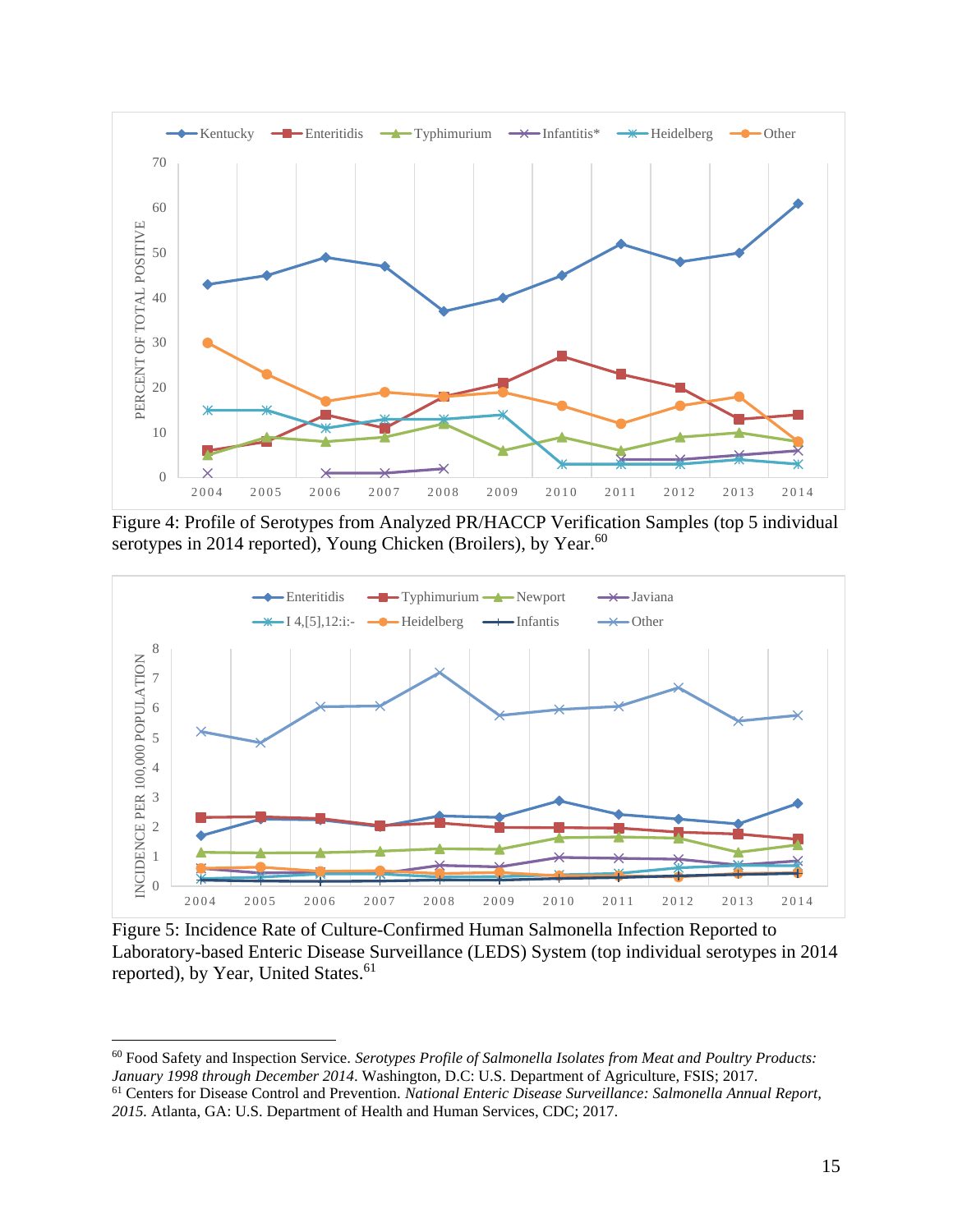Figure 4: Profile of Serotypes from Analyzed PR/HACCP Verification Samples (top 5 individual serotypes in 2014 reported), Young Chicken (Broilers), by Year.[60]

Figure 5: Incidence Rate of Culture-Confirmed Human Salmonella Infection Reported to Laboratory-based Enteric Disease Surveillance (LEDS) System (top individual serotypes in 2014 reported), by Year, United States.[61]

---

[60] Food Safety and Inspection Service. *Serotypes Profile of Salmonella Isolates from Meat and Poultry Products: January 1998 through December 2014*. Washington, D.C: U.S. Department of Agriculture, FSIS; 2017.

[61] Centers for Disease Control and Prevention. *National Enteric Disease Surveillance: Salmonella Annual Report, 2015*. Atlanta, GA: U.S. Department of Health and Human Services, CDC; 2017.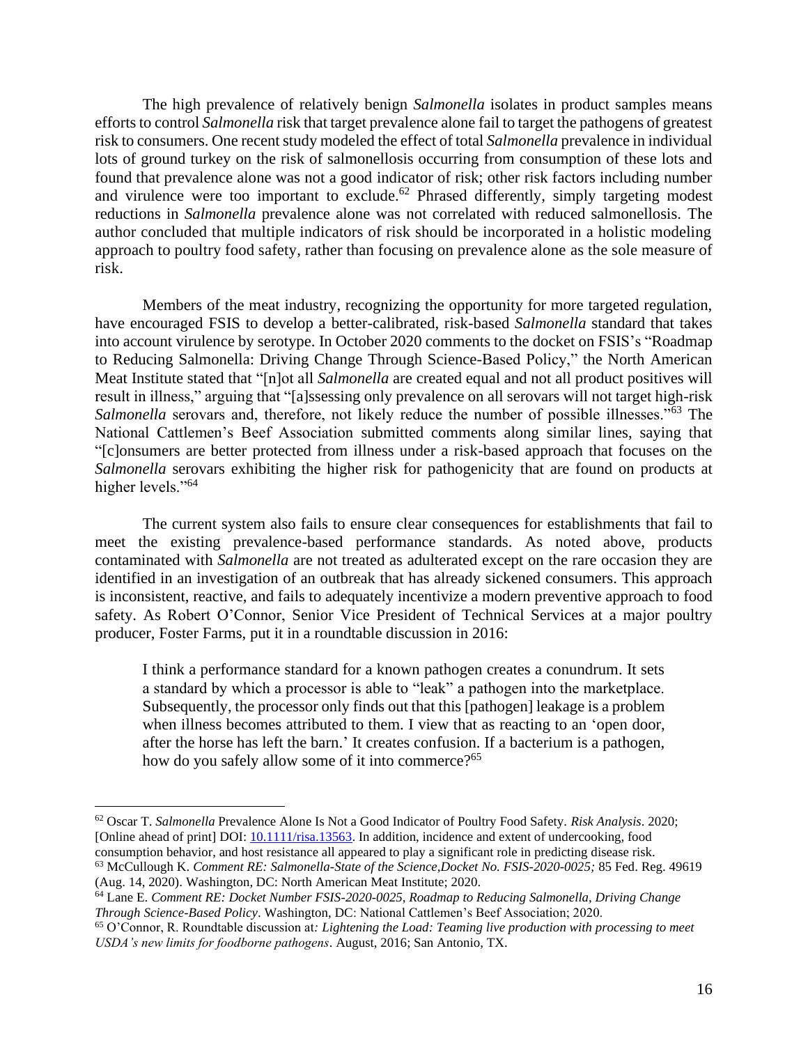The high prevalence of relatively benign *Salmonella* isolates in product samples means efforts to control *Salmonella* risk that target prevalence alone fail to target the pathogens of greatest risk to consumers. One recent study modeled the effect of total *Salmonella* prevalence in individual lots of ground turkey on the risk of salmonellosis occurring from consumption of these lots and found that prevalence alone was not a good indicator of risk; other risk factors including number and virulence were too important to exclude.[62] Phrased differently, simply targeting modest reductions in *Salmonella* prevalence alone was not correlated with reduced salmonellosis. The author concluded that multiple indicators of risk should be incorporated in a holistic modeling approach to poultry food safety, rather than focusing on prevalence alone as the sole measure of risk.

Members of the meat industry, recognizing the opportunity for more targeted regulation, have encouraged FSIS to develop a better-calibrated, risk-based *Salmonella* standard that takes into account virulence by serotype. In October 2020 comments to the docket on FSIS's "Roadmap to Reducing Salmonella: Driving Change Through Science-Based Policy," the North American Meat Institute stated that "[n]ot all *Salmonella* are created equal and not all product positives will result in illness," arguing that "[a]ssessing only prevalence on all serovars will not target high-risk *Salmonella* serovars and, therefore, not likely reduce the number of possible illnesses."[63] The National Cattlemen's Beef Association submitted comments along similar lines, saying that "[c]onsumers are better protected from illness under a risk-based approach that focuses on the *Salmonella* serovars exhibiting the higher risk for pathogenicity that are found on products at higher levels."[64]

The current system also fails to ensure clear consequences for establishments that fail to meet the existing prevalence-based performance standards. As noted above, products contaminated with *Salmonella* are not treated as adulterated except on the rare occasion they are identified in an investigation of an outbreak that has already sickened consumers. This approach is inconsistent, reactive, and fails to adequately incentivize a modern preventive approach to food safety. As Robert O'Connor, Senior Vice President of Technical Services at a major poultry producer, Foster Farms, put it in a roundtable discussion in 2016:

> I think a performance standard for a known pathogen creates a conundrum. It sets a standard by which a processor is able to "leak" a pathogen into the marketplace. Subsequently, the processor only finds out that this [pathogen] leakage is a problem when illness becomes attributed to them. I view that as reacting to an 'open door, after the horse has left the barn.' It creates confusion. If a bacterium is a pathogen, how do you safely allow some of it into commerce?[65]

---

[62] Oscar T. *Salmonella* Prevalence Alone Is Not a Good Indicator of Poultry Food Safety. *Risk Analysis*. 2020; [Online ahead of print] DOI: 10.1111/risa.13563. In addition, incidence and extent of undercooking, food consumption behavior, and host resistance all appeared to play a significant role in predicting disease risk.

[63] McCullough K. *Comment RE: Salmonella-State of the Science,Docket No. FSIS-2020-0025;* 85 Fed. Reg. 49619 (Aug. 14, 2020). Washington, DC: North American Meat Institute; 2020.

[64] Lane E. *Comment RE: Docket Number FSIS-2020-0025, Roadmap to Reducing Salmonella, Driving Change Through Science-Based Policy*. Washington, DC: National Cattlemen's Beef Association; 2020.

[65] O'Connor, R. Roundtable discussion at*: Lightening the Load: Teaming live production with processing to meet USDA's new limits for foodborne pathogens*. August, 2016; San Antonio, TX.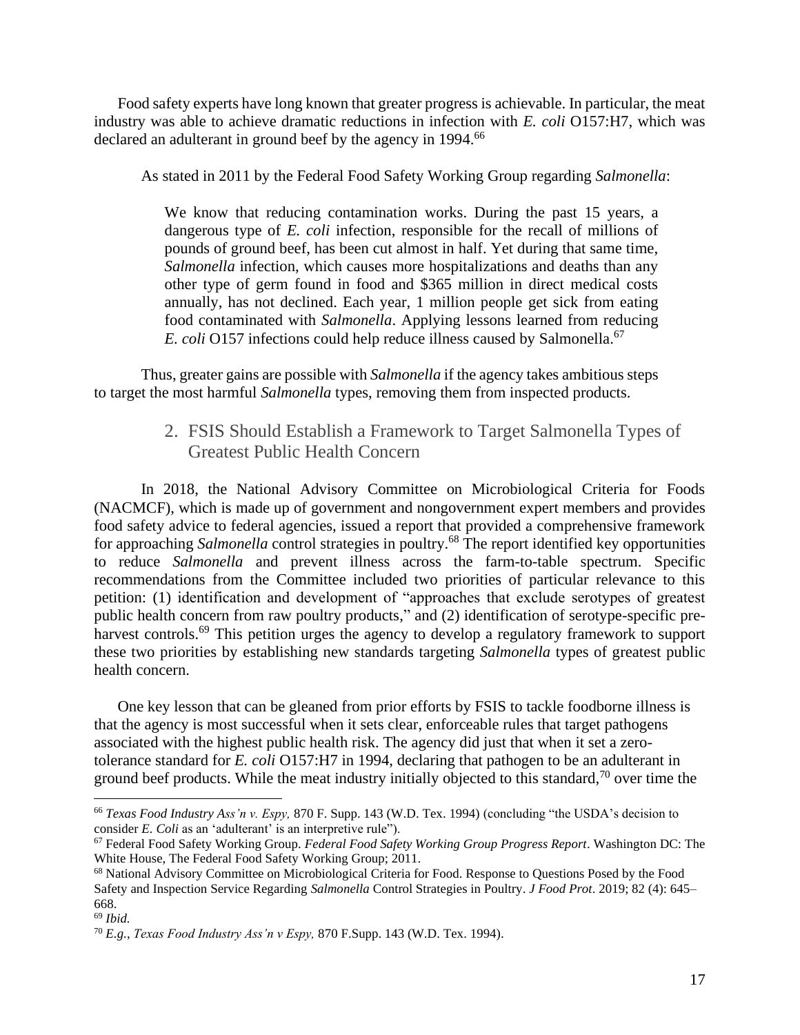Food safety experts have long known that greater progress is achievable. In particular, the meat industry was able to achieve dramatic reductions in infection with *E. coli* O157:H7, which was declared an adulterant in ground beef by the agency in 1994.[66]

As stated in 2011 by the Federal Food Safety Working Group regarding *Salmonella*:

> We know that reducing contamination works. During the past 15 years, a dangerous type of *E. coli* infection, responsible for the recall of millions of pounds of ground beef, has been cut almost in half. Yet during that same time, *Salmonella* infection, which causes more hospitalizations and deaths than any other type of germ found in food and $365 million in direct medical costs annually, has not declined. Each year, 1 million people get sick from eating food contaminated with *Salmonella*. Applying lessons learned from reducing *E. coli* O157 infections could help reduce illness caused by Salmonella.[67]

Thus, greater gains are possible with *Salmonella* if the agency takes ambitious steps to target the most harmful *Salmonella* types, removing them from inspected products.

### 2. FSIS Should Establish a Framework to Target Salmonella Types of Greatest Public Health Concern

In 2018, the National Advisory Committee on Microbiological Criteria for Foods (NACMCF), which is made up of government and nongovernment expert members and provides food safety advice to federal agencies, issued a report that provided a comprehensive framework for approaching *Salmonella* control strategies in poultry.[68] The report identified key opportunities to reduce *Salmonella* and prevent illness across the farm-to-table spectrum. Specific recommendations from the Committee included two priorities of particular relevance to this petition: (1) identification and development of "approaches that exclude serotypes of greatest public health concern from raw poultry products," and (2) identification of serotype-specific pre-harvest controls.[69] This petition urges the agency to develop a regulatory framework to support these two priorities by establishing new standards targeting *Salmonella* types of greatest public health concern.

One key lesson that can be gleaned from prior efforts by FSIS to tackle foodborne illness is that the agency is most successful when it sets clear, enforceable rules that target pathogens associated with the highest public health risk. The agency did just that when it set a zero-tolerance standard for *E. coli* O157:H7 in 1994, declaring that pathogen to be an adulterant in ground beef products. While the meat industry initially objected to this standard,[70] over time the

---

[66] *Texas Food Industry Ass'n v. Espy,* 870 F. Supp. 143 (W.D. Tex. 1994) (concluding "the USDA's decision to consider *E. Coli* as an 'adulterant' is an interpretive rule").

[67] Federal Food Safety Working Group. *Federal Food Safety Working Group Progress Report*. Washington DC: The White House, The Federal Food Safety Working Group; 2011.

[68] National Advisory Committee on Microbiological Criteria for Food. Response to Questions Posed by the Food Safety and Inspection Service Regarding *Salmonella* Control Strategies in Poultry. *J Food Prot*. 2019; 82 (4): 645–668.

[69] *Ibid.*

[70] *E.g.*, *Texas Food Industry Ass'n v Espy,* 870 F.Supp. 143 (W.D. Tex. 1994).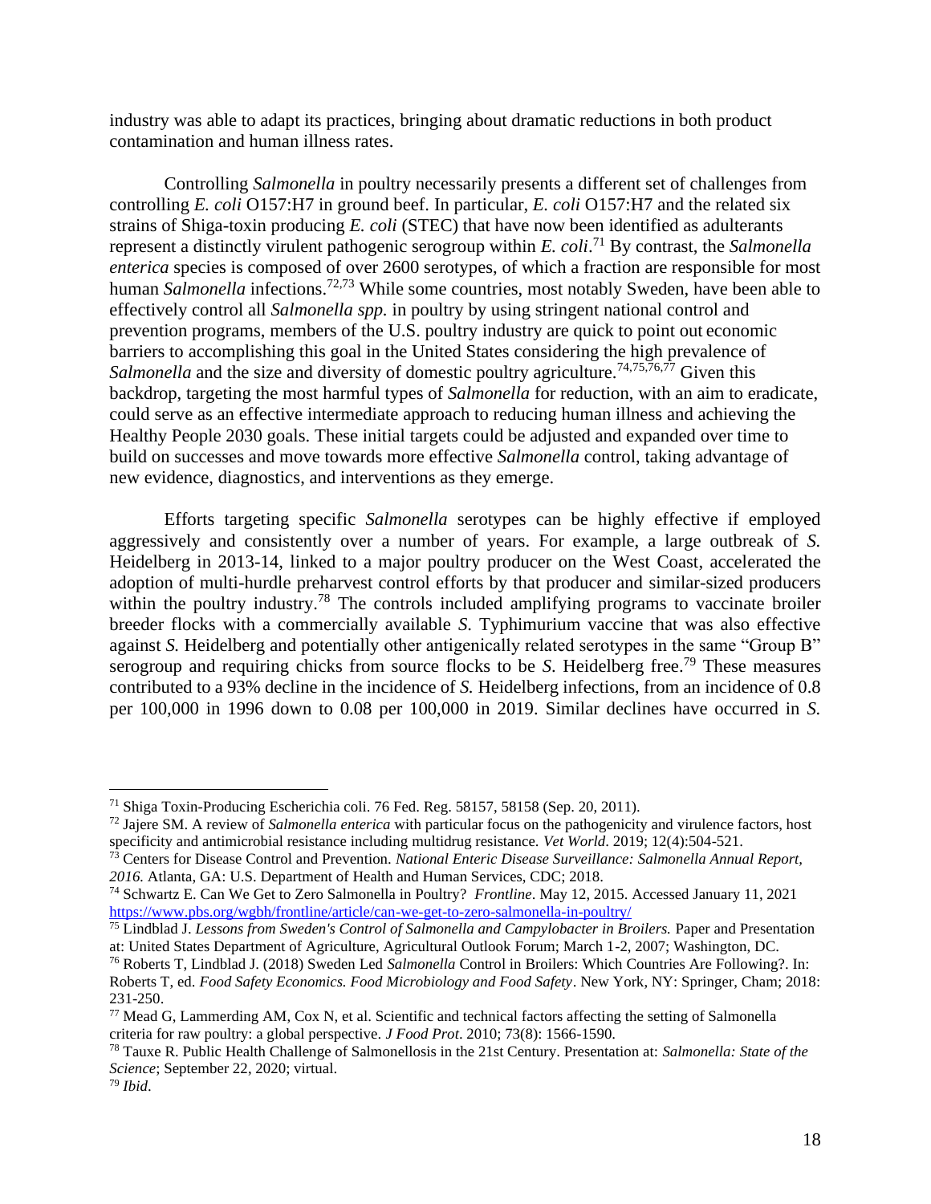industry was able to adapt its practices, bringing about dramatic reductions in both product contamination and human illness rates.

Controlling *Salmonella* in poultry necessarily presents a different set of challenges from controlling *E. coli* O157:H7 in ground beef. In particular, *E. coli* O157:H7 and the related six strains of Shiga-toxin producing *E. coli* (STEC) that have now been identified as adulterants represent a distinctly virulent pathogenic serogroup within *E. coli*.[71] By contrast, the *Salmonella enterica* species is composed of over 2600 serotypes, of which a fraction are responsible for most human *Salmonella* infections.[72,73] While some countries, most notably Sweden, have been able to effectively control all *Salmonella spp.* in poultry by using stringent national control and prevention programs, members of the U.S. poultry industry are quick to point out economic barriers to accomplishing this goal in the United States considering the high prevalence of *Salmonella* and the size and diversity of domestic poultry agriculture.[74,75,76,77] Given this backdrop, targeting the most harmful types of *Salmonella* for reduction, with an aim to eradicate, could serve as an effective intermediate approach to reducing human illness and achieving the Healthy People 2030 goals. These initial targets could be adjusted and expanded over time to build on successes and move towards more effective *Salmonella* control, taking advantage of new evidence, diagnostics, and interventions as they emerge.

Efforts targeting specific *Salmonella* serotypes can be highly effective if employed aggressively and consistently over a number of years. For example, a large outbreak of *S.* Heidelberg in 2013-14, linked to a major poultry producer on the West Coast, accelerated the adoption of multi-hurdle preharvest control efforts by that producer and similar-sized producers within the poultry industry.[78] The controls included amplifying programs to vaccinate broiler breeder flocks with a commercially available *S.* Typhimurium vaccine that was also effective against *S.* Heidelberg and potentially other antigenically related serotypes in the same "Group B" serogroup and requiring chicks from source flocks to be *S.* Heidelberg free.[79] These measures contributed to a 93% decline in the incidence of *S.* Heidelberg infections, from an incidence of 0.8 per 100,000 in 1996 down to 0.08 per 100,000 in 2019. Similar declines have occurred in *S.*

---

[71] Shiga Toxin-Producing Escherichia coli. 76 Fed. Reg. 58157, 58158 (Sep. 20, 2011).

[72] Jajere SM. A review of *Salmonella enterica* with particular focus on the pathogenicity and virulence factors, host specificity and antimicrobial resistance including multidrug resistance. *Vet World*. 2019; 12(4):504-521.

[73] Centers for Disease Control and Prevention. *National Enteric Disease Surveillance: Salmonella Annual Report, 2016.* Atlanta, GA: U.S. Department of Health and Human Services, CDC; 2018.

[74] Schwartz E. Can We Get to Zero Salmonella in Poultry? *Frontline*. May 12, 2015. Accessed January 11, 2021 https://www.pbs.org/wgbh/frontline/article/can-we-get-to-zero-salmonella-in-poultry/

[75] Lindblad J. *Lessons from Sweden's Control of Salmonella and Campylobacter in Broilers.* Paper and Presentation at: United States Department of Agriculture, Agricultural Outlook Forum; March 1-2, 2007; Washington, DC.

[76] Roberts T, Lindblad J. (2018) Sweden Led *Salmonella* Control in Broilers: Which Countries Are Following?. In: Roberts T, ed. *Food Safety Economics. Food Microbiology and Food Safety*. New York, NY: Springer, Cham; 2018: 231-250.

[77] Mead G, Lammerding AM, Cox N, et al. Scientific and technical factors affecting the setting of Salmonella criteria for raw poultry: a global perspective. *J Food Prot*. 2010; 73(8): 1566-1590.

[78] Tauxe R. Public Health Challenge of Salmonellosis in the 21st Century. Presentation at: *Salmonella: State of the Science*; September 22, 2020; virtual.

[79] *Ibid*.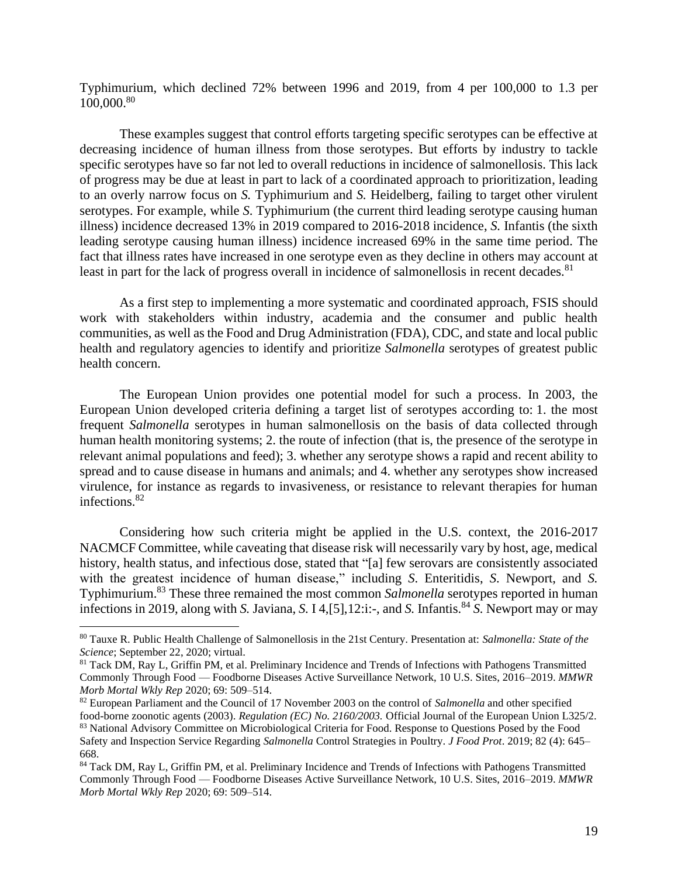Typhimurium, which declined 72% between 1996 and 2019, from 4 per 100,000 to 1.3 per 100,000.[80]

These examples suggest that control efforts targeting specific serotypes can be effective at decreasing incidence of human illness from those serotypes. But efforts by industry to tackle specific serotypes have so far not led to overall reductions in incidence of salmonellosis. This lack of progress may be due at least in part to lack of a coordinated approach to prioritization, leading to an overly narrow focus on *S.* Typhimurium and *S.* Heidelberg, failing to target other virulent serotypes. For example, while *S*. Typhimurium (the current third leading serotype causing human illness) incidence decreased 13% in 2019 compared to 2016-2018 incidence, *S.* Infantis (the sixth leading serotype causing human illness) incidence increased 69% in the same time period. The fact that illness rates have increased in one serotype even as they decline in others may account at least in part for the lack of progress overall in incidence of salmonellosis in recent decades.[81]

As a first step to implementing a more systematic and coordinated approach, FSIS should work with stakeholders within industry, academia and the consumer and public health communities, as well as the Food and Drug Administration (FDA), CDC, and state and local public health and regulatory agencies to identify and prioritize *Salmonella* serotypes of greatest public health concern.

The European Union provides one potential model for such a process. In 2003, the European Union developed criteria defining a target list of serotypes according to: 1. the most frequent *Salmonella* serotypes in human salmonellosis on the basis of data collected through human health monitoring systems; 2. the route of infection (that is, the presence of the serotype in relevant animal populations and feed); 3. whether any serotype shows a rapid and recent ability to spread and to cause disease in humans and animals; and 4. whether any serotypes show increased virulence, for instance as regards to invasiveness, or resistance to relevant therapies for human infections.[82]

Considering how such criteria might be applied in the U.S. context, the 2016-2017 NACMCF Committee, while caveating that disease risk will necessarily vary by host, age, medical history, health status, and infectious dose, stated that "[a] few serovars are consistently associated with the greatest incidence of human disease," including *S*. Enteritidis, *S*. Newport, and *S.* Typhimurium.[83] These three remained the most common *Salmonella* serotypes reported in human infections in 2019, along with *S.* Javiana, *S.* I 4,[5],12:i:-, and *S.* Infantis.[84] *S.* Newport may or may

---

[80] Tauxe R. Public Health Challenge of Salmonellosis in the 21st Century. Presentation at: *Salmonella: State of the Science*; September 22, 2020; virtual.

[81] Tack DM, Ray L, Griffin PM, et al. Preliminary Incidence and Trends of Infections with Pathogens Transmitted Commonly Through Food — Foodborne Diseases Active Surveillance Network, 10 U.S. Sites, 2016–2019. *MMWR Morb Mortal Wkly Rep* 2020; 69: 509–514.

[82] European Parliament and the Council of 17 November 2003 on the control of *Salmonella* and other specified food-borne zoonotic agents (2003). *Regulation (EC) No. 2160/2003.* Official Journal of the European Union L325/2.

[83] National Advisory Committee on Microbiological Criteria for Food. Response to Questions Posed by the Food Safety and Inspection Service Regarding *Salmonella* Control Strategies in Poultry. *J Food Prot*. 2019; 82 (4): 645–668.

[84] Tack DM, Ray L, Griffin PM, et al. Preliminary Incidence and Trends of Infections with Pathogens Transmitted Commonly Through Food — Foodborne Diseases Active Surveillance Network, 10 U.S. Sites, 2016–2019. *MMWR Morb Mortal Wkly Rep* 2020; 69: 509–514.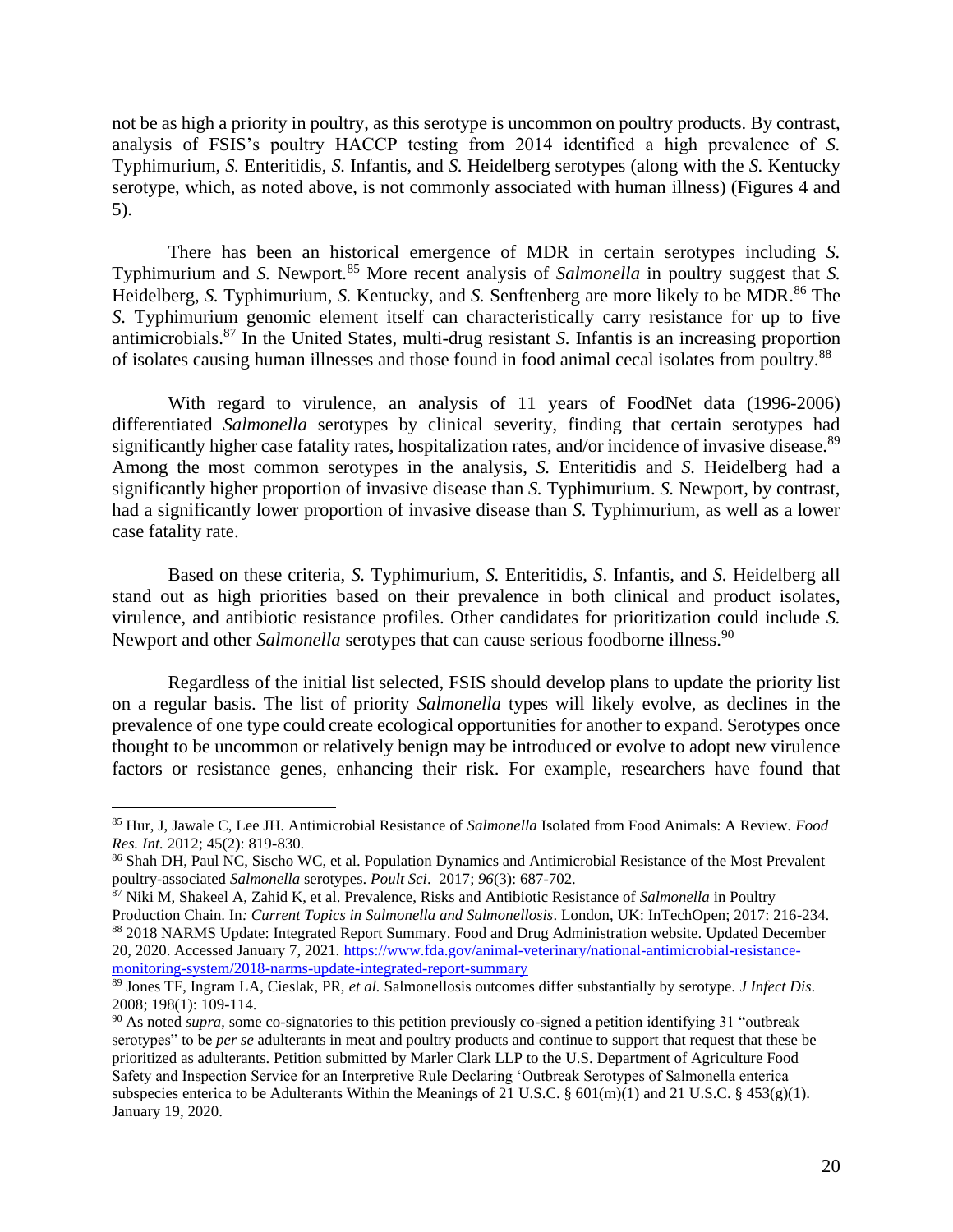not be as high a priority in poultry, as this serotype is uncommon on poultry products. By contrast, analysis of FSIS's poultry HACCP testing from 2014 identified a high prevalence of *S.* Typhimurium, *S.* Enteritidis, *S.* Infantis, and *S.* Heidelberg serotypes (along with the *S.* Kentucky serotype, which, as noted above, is not commonly associated with human illness) (Figures 4 and 5).

There has been an historical emergence of MDR in certain serotypes including *S.* Typhimurium and *S.* Newport.[85] More recent analysis of *Salmonella* in poultry suggest that *S.* Heidelberg, *S.* Typhimurium, *S.* Kentucky, and *S.* Senftenberg are more likely to be MDR.[86] The *S.* Typhimurium genomic element itself can characteristically carry resistance for up to five antimicrobials.[87] In the United States, multi-drug resistant *S.* Infantis is an increasing proportion of isolates causing human illnesses and those found in food animal cecal isolates from poultry.[88]

With regard to virulence, an analysis of 11 years of FoodNet data (1996-2006) differentiated *Salmonella* serotypes by clinical severity, finding that certain serotypes had significantly higher case fatality rates, hospitalization rates, and/or incidence of invasive disease.[89] Among the most common serotypes in the analysis, *S.* Enteritidis and *S.* Heidelberg had a significantly higher proportion of invasive disease than *S.* Typhimurium. *S.* Newport, by contrast, had a significantly lower proportion of invasive disease than *S.* Typhimurium, as well as a lower case fatality rate.

Based on these criteria, *S.* Typhimurium, *S.* Enteritidis, *S*. Infantis, and *S.* Heidelberg all stand out as high priorities based on their prevalence in both clinical and product isolates, virulence, and antibiotic resistance profiles. Other candidates for prioritization could include *S.* Newport and other *Salmonella* serotypes that can cause serious foodborne illness.[90]

Regardless of the initial list selected, FSIS should develop plans to update the priority list on a regular basis. The list of priority *Salmonella* types will likely evolve, as declines in the prevalence of one type could create ecological opportunities for another to expand. Serotypes once thought to be uncommon or relatively benign may be introduced or evolve to adopt new virulence factors or resistance genes, enhancing their risk. For example, researchers have found that

---

[85] Hur, J, Jawale C, Lee JH. Antimicrobial Resistance of *Salmonella* Isolated from Food Animals: A Review. *Food Res. Int.* 2012; 45(2): 819-830.

[86] Shah DH, Paul NC, Sischo WC, et al. Population Dynamics and Antimicrobial Resistance of the Most Prevalent poultry-associated *Salmonella* serotypes. *Poult Sci*. 2017; *96*(3): 687-702.

[87] Niki M, Shakeel A, Zahid K, et al. Prevalence, Risks and Antibiotic Resistance of *Salmonella* in Poultry Production Chain. In*: Current Topics in Salmonella and Salmonellosis*. London, UK: InTechOpen; 2017: 216-234.

[88] 2018 NARMS Update: Integrated Report Summary. Food and Drug Administration website. Updated December 20, 2020. Accessed January 7, 2021. https://www.fda.gov/animal-veterinary/national-antimicrobial-resistance-monitoring-system/2018-narms-update-integrated-report-summary

[89] Jones TF, Ingram LA, Cieslak, PR, *et al.* Salmonellosis outcomes differ substantially by serotype. *J Infect Dis*. 2008; 198(1): 109-114.

[90] As noted *supra*, some co-signatories to this petition previously co-signed a petition identifying 31 "outbreak serotypes" to be *per se* adulterants in meat and poultry products and continue to support that request that these be prioritized as adulterants. Petition submitted by Marler Clark LLP to the U.S. Department of Agriculture Food Safety and Inspection Service for an Interpretive Rule Declaring 'Outbreak Serotypes of Salmonella enterica subspecies enterica to be Adulterants Within the Meanings of 21 U.S.C. § 601(m)(1) and 21 U.S.C. § 453(g)(1). January 19, 2020.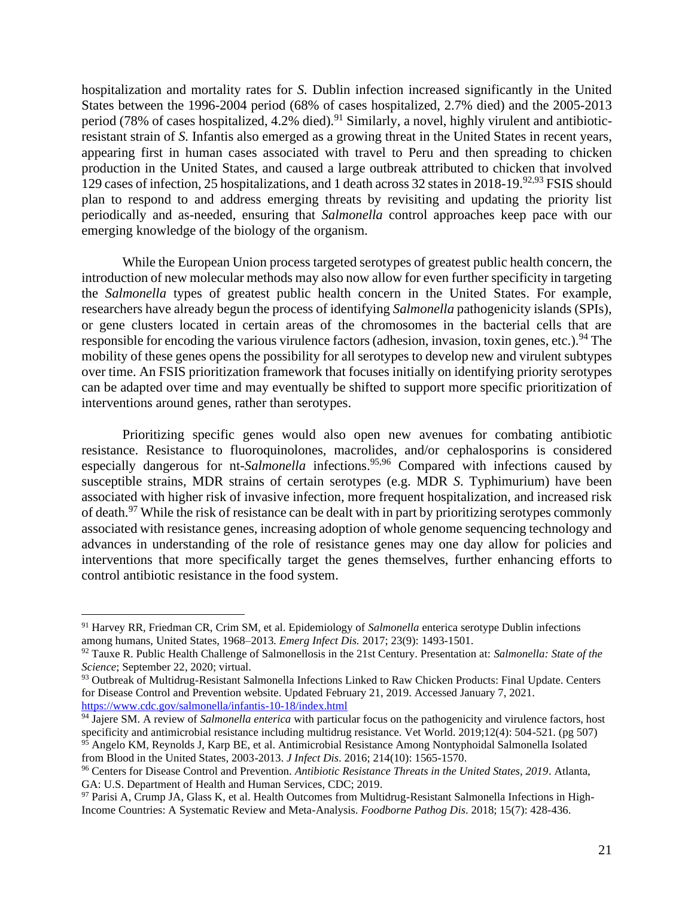hospitalization and mortality rates for *S.* Dublin infection increased significantly in the United States between the 1996-2004 period (68% of cases hospitalized, 2.7% died) and the 2005-2013 period (78% of cases hospitalized, 4.2% died).[91] Similarly, a novel, highly virulent and antibiotic-resistant strain of *S.* Infantis also emerged as a growing threat in the United States in recent years, appearing first in human cases associated with travel to Peru and then spreading to chicken production in the United States, and caused a large outbreak attributed to chicken that involved 129 cases of infection, 25 hospitalizations, and 1 death across 32 states in 2018-19.[92,93] FSIS should plan to respond to and address emerging threats by revisiting and updating the priority list periodically and as-needed, ensuring that *Salmonella* control approaches keep pace with our emerging knowledge of the biology of the organism.

While the European Union process targeted serotypes of greatest public health concern, the introduction of new molecular methods may also now allow for even further specificity in targeting the *Salmonella* types of greatest public health concern in the United States. For example, researchers have already begun the process of identifying *Salmonella* pathogenicity islands (SPIs), or gene clusters located in certain areas of the chromosomes in the bacterial cells that are responsible for encoding the various virulence factors (adhesion, invasion, toxin genes, etc.).[94] The mobility of these genes opens the possibility for all serotypes to develop new and virulent subtypes over time. An FSIS prioritization framework that focuses initially on identifying priority serotypes can be adapted over time and may eventually be shifted to support more specific prioritization of interventions around genes, rather than serotypes.

Prioritizing specific genes would also open new avenues for combating antibiotic resistance. Resistance to fluoroquinolones, macrolides, and/or cephalosporins is considered especially dangerous for nt-*Salmonella* infections.[95,96] Compared with infections caused by susceptible strains, MDR strains of certain serotypes (e.g. MDR *S.* Typhimurium) have been associated with higher risk of invasive infection, more frequent hospitalization, and increased risk of death.[97] While the risk of resistance can be dealt with in part by prioritizing serotypes commonly associated with resistance genes, increasing adoption of whole genome sequencing technology and advances in understanding of the role of resistance genes may one day allow for policies and interventions that more specifically target the genes themselves, further enhancing efforts to control antibiotic resistance in the food system.

---

[91] Harvey RR, Friedman CR, Crim SM, et al. Epidemiology of *Salmonella* enterica serotype Dublin infections among humans, United States, 1968–2013. *Emerg Infect Dis.* 2017; 23(9): 1493-1501.

[92] Tauxe R. Public Health Challenge of Salmonellosis in the 21st Century. Presentation at: *Salmonella: State of the Science*; September 22, 2020; virtual.

[93] Outbreak of Multidrug-Resistant Salmonella Infections Linked to Raw Chicken Products: Final Update. Centers for Disease Control and Prevention website. Updated February 21, 2019. Accessed January 7, 2021. https://www.cdc.gov/salmonella/infantis-10-18/index.html

[94] Jajere SM. A review of *Salmonella enterica* with particular focus on the pathogenicity and virulence factors, host specificity and antimicrobial resistance including multidrug resistance. Vet World. 2019;12(4): 504-521. (pg 507)

[95] Angelo KM, Reynolds J, Karp BE, et al. Antimicrobial Resistance Among Nontyphoidal Salmonella Isolated from Blood in the United States, 2003-2013. *J Infect Dis*. 2016; 214(10): 1565-1570.

[96] Centers for Disease Control and Prevention. *Antibiotic Resistance Threats in the United States, 2019*. Atlanta, GA: U.S. Department of Health and Human Services, CDC; 2019.

[97] Parisi A, Crump JA, Glass K, et al. Health Outcomes from Multidrug-Resistant Salmonella Infections in High-Income Countries: A Systematic Review and Meta-Analysis. *Foodborne Pathog Dis*. 2018; 15(7): 428-436.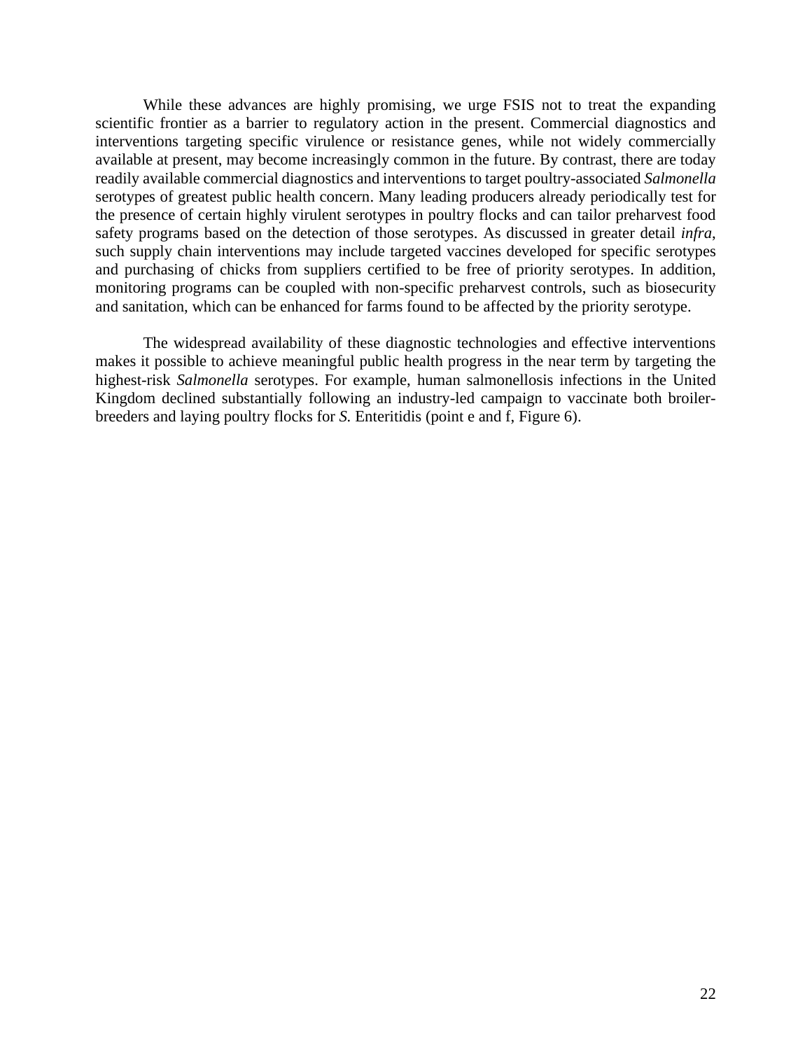While these advances are highly promising, we urge FSIS not to treat the expanding scientific frontier as a barrier to regulatory action in the present. Commercial diagnostics and interventions targeting specific virulence or resistance genes, while not widely commercially available at present, may become increasingly common in the future. By contrast, there are today readily available commercial diagnostics and interventions to target poultry-associated *Salmonella* serotypes of greatest public health concern. Many leading producers already periodically test for the presence of certain highly virulent serotypes in poultry flocks and can tailor preharvest food safety programs based on the detection of those serotypes. As discussed in greater detail *infra*, such supply chain interventions may include targeted vaccines developed for specific serotypes and purchasing of chicks from suppliers certified to be free of priority serotypes. In addition, monitoring programs can be coupled with non-specific preharvest controls, such as biosecurity and sanitation, which can be enhanced for farms found to be affected by the priority serotype.

The widespread availability of these diagnostic technologies and effective interventions makes it possible to achieve meaningful public health progress in the near term by targeting the highest-risk *Salmonella* serotypes. For example, human salmonellosis infections in the United Kingdom declined substantially following an industry-led campaign to vaccinate both broiler-breeders and laying poultry flocks for *S.* Enteritidis (point e and f, Figure 6).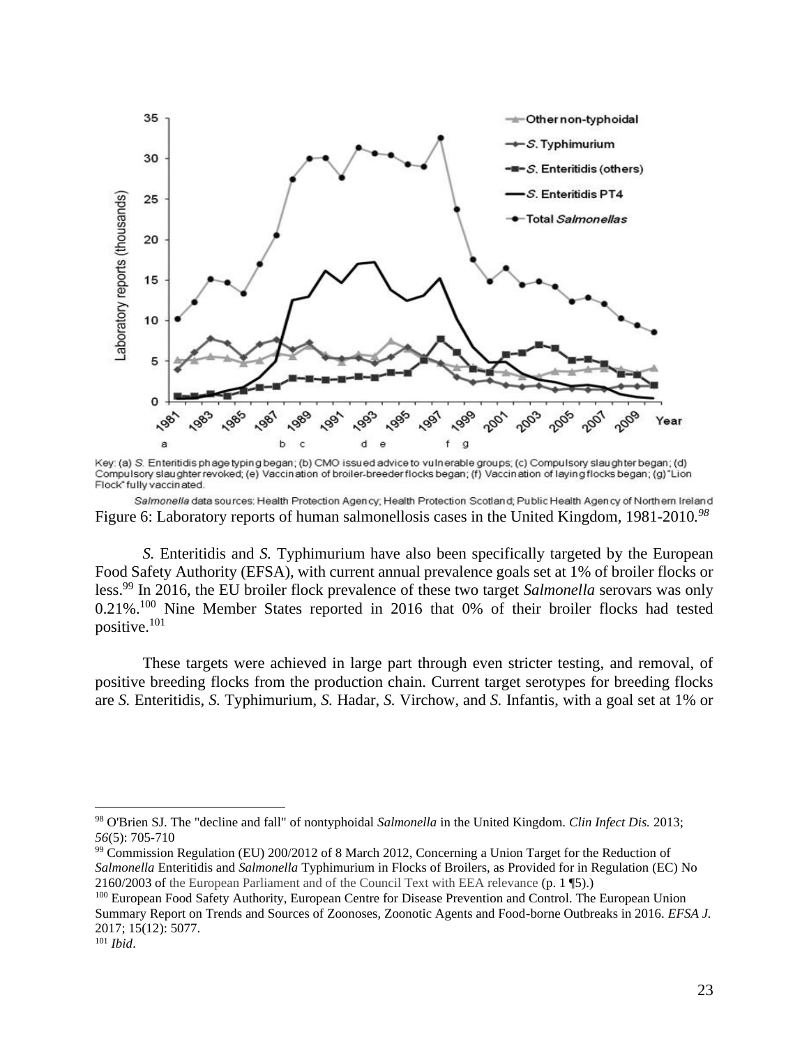Key: (a) *S.* Enteritidis phage typing began; (b) CMO issued advice to vulnerable groups; (c) Compulsory slaughter began; (d) Compulsory slaughter revoked; (e) Vaccination of broiler-breeder flocks began; (f) Vaccination of laying flocks began; (g) "Lion Flock" fully vaccinated.

*Salmonella* data sources: Health Protection Agency; Health Protection Scotland; Public Health Agency of Northern Ireland

Figure 6: Laboratory reports of human salmonellosis cases in the United Kingdom, 1981-2010.[98]

*S.* Enteritidis and *S.* Typhimurium have also been specifically targeted by the European Food Safety Authority (EFSA), with current annual prevalence goals set at 1% of broiler flocks or less.[99] In 2016, the EU broiler flock prevalence of these two target *Salmonella* serovars was only 0.21%.[100] Nine Member States reported in 2016 that 0% of their broiler flocks had tested positive.[101]

These targets were achieved in large part through even stricter testing, and removal, of positive breeding flocks from the production chain. Current target serotypes for breeding flocks are *S.* Enteritidis, *S.* Typhimurium, *S.* Hadar, *S.* Virchow, and *S.* Infantis, with a goal set at 1% or

---

[98] O'Brien SJ. The "decline and fall" of nontyphoidal *Salmonella* in the United Kingdom. *Clin Infect Dis.* 2013; *56*(5): 705-710

[99] Commission Regulation (EU) 200/2012 of 8 March 2012, Concerning a Union Target for the Reduction of *Salmonella* Enteritidis and *Salmonella* Typhimurium in Flocks of Broilers, as Provided for in Regulation (EC) No 2160/2003 of the European Parliament and of the Council Text with EEA relevance (p. 1 ¶5).)

[100] European Food Safety Authority, European Centre for Disease Prevention and Control. The European Union Summary Report on Trends and Sources of Zoonoses, Zoonotic Agents and Food-borne Outbreaks in 2016. *EFSA J.* 2017; 15(12): 5077.

[101] *Ibid*.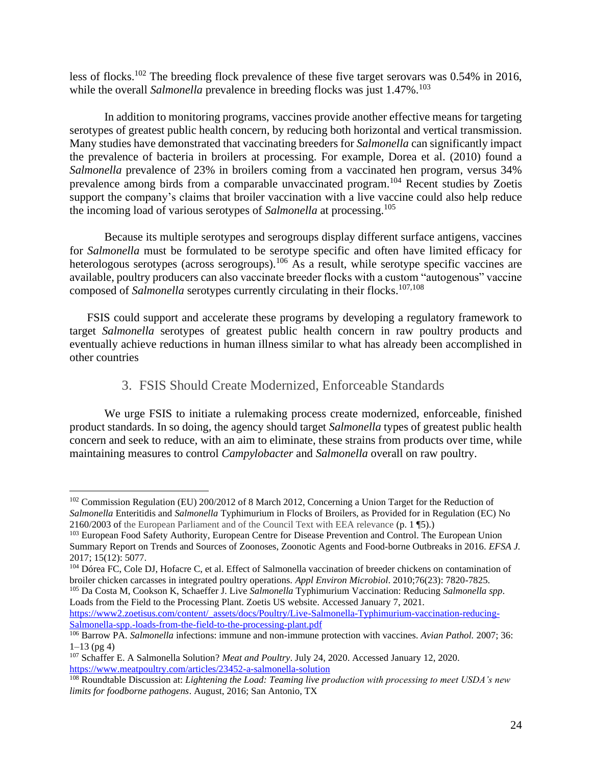less of flocks.[102] The breeding flock prevalence of these five target serovars was 0.54% in 2016, while the overall *Salmonella* prevalence in breeding flocks was just 1.47%.[103]

In addition to monitoring programs, vaccines provide another effective means for targeting serotypes of greatest public health concern, by reducing both horizontal and vertical transmission. Many studies have demonstrated that vaccinating breeders for *Salmonella* can significantly impact the prevalence of bacteria in broilers at processing. For example, Dorea et al. (2010) found a *Salmonella* prevalence of 23% in broilers coming from a vaccinated hen program, versus 34% prevalence among birds from a comparable unvaccinated program.[104] Recent studies by Zoetis support the company's claims that broiler vaccination with a live vaccine could also help reduce the incoming load of various serotypes of *Salmonella* at processing.[105]

Because its multiple serotypes and serogroups display different surface antigens, vaccines for *Salmonella* must be formulated to be serotype specific and often have limited efficacy for heterologous serotypes (across serogroups).[106] As a result, while serotype specific vaccines are available, poultry producers can also vaccinate breeder flocks with a custom "autogenous" vaccine composed of *Salmonella* serotypes currently circulating in their flocks.[107,108]

FSIS could support and accelerate these programs by developing a regulatory framework to target *Salmonella* serotypes of greatest public health concern in raw poultry products and eventually achieve reductions in human illness similar to what has already been accomplished in other countries

### 3. FSIS Should Create Modernized, Enforceable Standards

We urge FSIS to initiate a rulemaking process create modernized, enforceable, finished product standards. In so doing, the agency should target *Salmonella* types of greatest public health concern and seek to reduce, with an aim to eliminate, these strains from products over time, while maintaining measures to control *Campylobacter* and *Salmonella* overall on raw poultry.

---

[102] Commission Regulation (EU) 200/2012 of 8 March 2012, Concerning a Union Target for the Reduction of *Salmonella* Enteritidis and *Salmonella* Typhimurium in Flocks of Broilers, as Provided for in Regulation (EC) No 2160/2003 of the European Parliament and of the Council Text with EEA relevance (p. 1 ¶5).)

[103] European Food Safety Authority, European Centre for Disease Prevention and Control. The European Union Summary Report on Trends and Sources of Zoonoses, Zoonotic Agents and Food-borne Outbreaks in 2016. *EFSA J.* 2017; 15(12): 5077.

[104] Dórea FC, Cole DJ, Hofacre C, et al. Effect of Salmonella vaccination of breeder chickens on contamination of broiler chicken carcasses in integrated poultry operations. *Appl Environ Microbiol*. 2010;76(23): 7820-7825.

[105] Da Costa M, Cookson K, Schaeffer J. Live *Salmonella* Typhimurium Vaccination: Reducing *Salmonella spp*. Loads from the Field to the Processing Plant. Zoetis US website. Accessed January 7, 2021. https://www2.zoetisus.com/content/_assets/docs/Poultry/Live-Salmonella-Typhimurium-vaccination-reducing-Salmonella-spp.-loads-from-the-field-to-the-processing-plant.pdf

[106] Barrow PA. *Salmonella* infections: immune and non-immune protection with vaccines. *Avian Pathol.* 2007; 36: 1–13 (pg 4)

[107] Schaffer E. A Salmonella Solution? *Meat and Poultry*. July 24, 2020. Accessed January 12, 2020. https://www.meatpoultry.com/articles/23452-a-salmonella-solution

[108] Roundtable Discussion at: *Lightening the Load: Teaming live production with processing to meet USDA's new limits for foodborne pathogens*. August, 2016; San Antonio, TX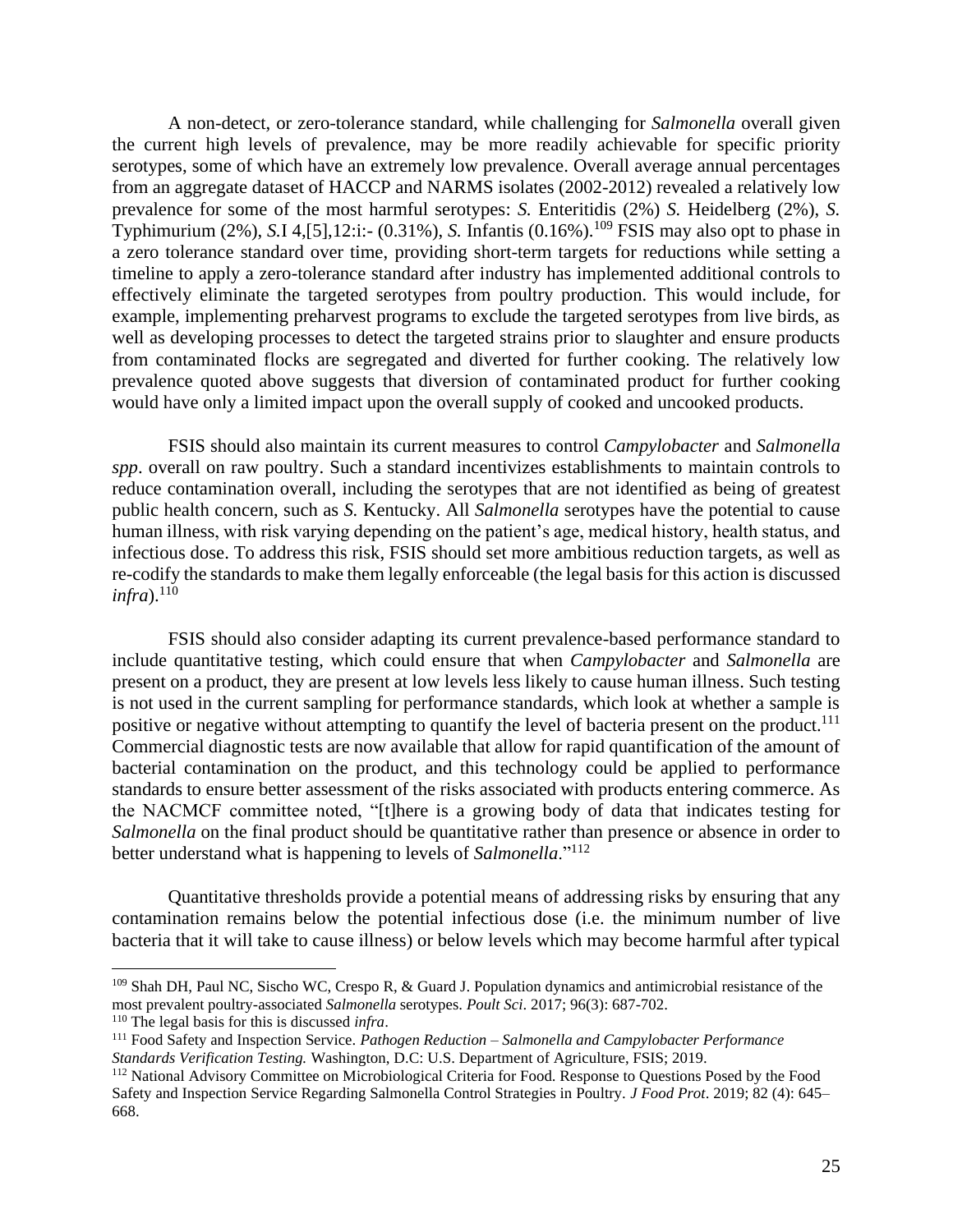A non-detect, or zero-tolerance standard, while challenging for *Salmonella* overall given the current high levels of prevalence, may be more readily achievable for specific priority serotypes, some of which have an extremely low prevalence. Overall average annual percentages from an aggregate dataset of HACCP and NARMS isolates (2002-2012) revealed a relatively low prevalence for some of the most harmful serotypes: *S.* Enteritidis (2%) *S.* Heidelberg (2%), *S.* Typhimurium (2%), *S.*I 4,[5],12:i:- (0.31%), *S.* Infantis (0.16%).[109] FSIS may also opt to phase in a zero tolerance standard over time, providing short-term targets for reductions while setting a timeline to apply a zero-tolerance standard after industry has implemented additional controls to effectively eliminate the targeted serotypes from poultry production. This would include, for example, implementing preharvest programs to exclude the targeted serotypes from live birds, as well as developing processes to detect the targeted strains prior to slaughter and ensure products from contaminated flocks are segregated and diverted for further cooking. The relatively low prevalence quoted above suggests that diversion of contaminated product for further cooking would have only a limited impact upon the overall supply of cooked and uncooked products.

FSIS should also maintain its current measures to control *Campylobacter* and *Salmonella spp*. overall on raw poultry. Such a standard incentivizes establishments to maintain controls to reduce contamination overall, including the serotypes that are not identified as being of greatest public health concern, such as *S.* Kentucky. All *Salmonella* serotypes have the potential to cause human illness, with risk varying depending on the patient's age, medical history, health status, and infectious dose. To address this risk, FSIS should set more ambitious reduction targets, as well as re-codify the standards to make them legally enforceable (the legal basis for this action is discussed *infra*).[110]

FSIS should also consider adapting its current prevalence-based performance standard to include quantitative testing, which could ensure that when *Campylobacter* and *Salmonella* are present on a product, they are present at low levels less likely to cause human illness. Such testing is not used in the current sampling for performance standards, which look at whether a sample is positive or negative without attempting to quantify the level of bacteria present on the product.[111] Commercial diagnostic tests are now available that allow for rapid quantification of the amount of bacterial contamination on the product, and this technology could be applied to performance standards to ensure better assessment of the risks associated with products entering commerce. As the NACMCF committee noted, "[t]here is a growing body of data that indicates testing for *Salmonella* on the final product should be quantitative rather than presence or absence in order to better understand what is happening to levels of *Salmonella*."[112]

Quantitative thresholds provide a potential means of addressing risks by ensuring that any contamination remains below the potential infectious dose (i.e. the minimum number of live bacteria that it will take to cause illness) or below levels which may become harmful after typical

---

[109] Shah DH, Paul NC, Sischo WC, Crespo R, & Guard J. Population dynamics and antimicrobial resistance of the most prevalent poultry-associated *Salmonella* serotypes. *Poult Sci*. 2017; 96(3): 687-702.

[110] The legal basis for this is discussed *infra*.

[111] Food Safety and Inspection Service. *Pathogen Reduction – Salmonella and Campylobacter Performance Standards Verification Testing.* Washington, D.C: U.S. Department of Agriculture, FSIS; 2019.

[112] National Advisory Committee on Microbiological Criteria for Food. Response to Questions Posed by the Food Safety and Inspection Service Regarding Salmonella Control Strategies in Poultry. *J Food Prot*. 2019; 82 (4): 645–668.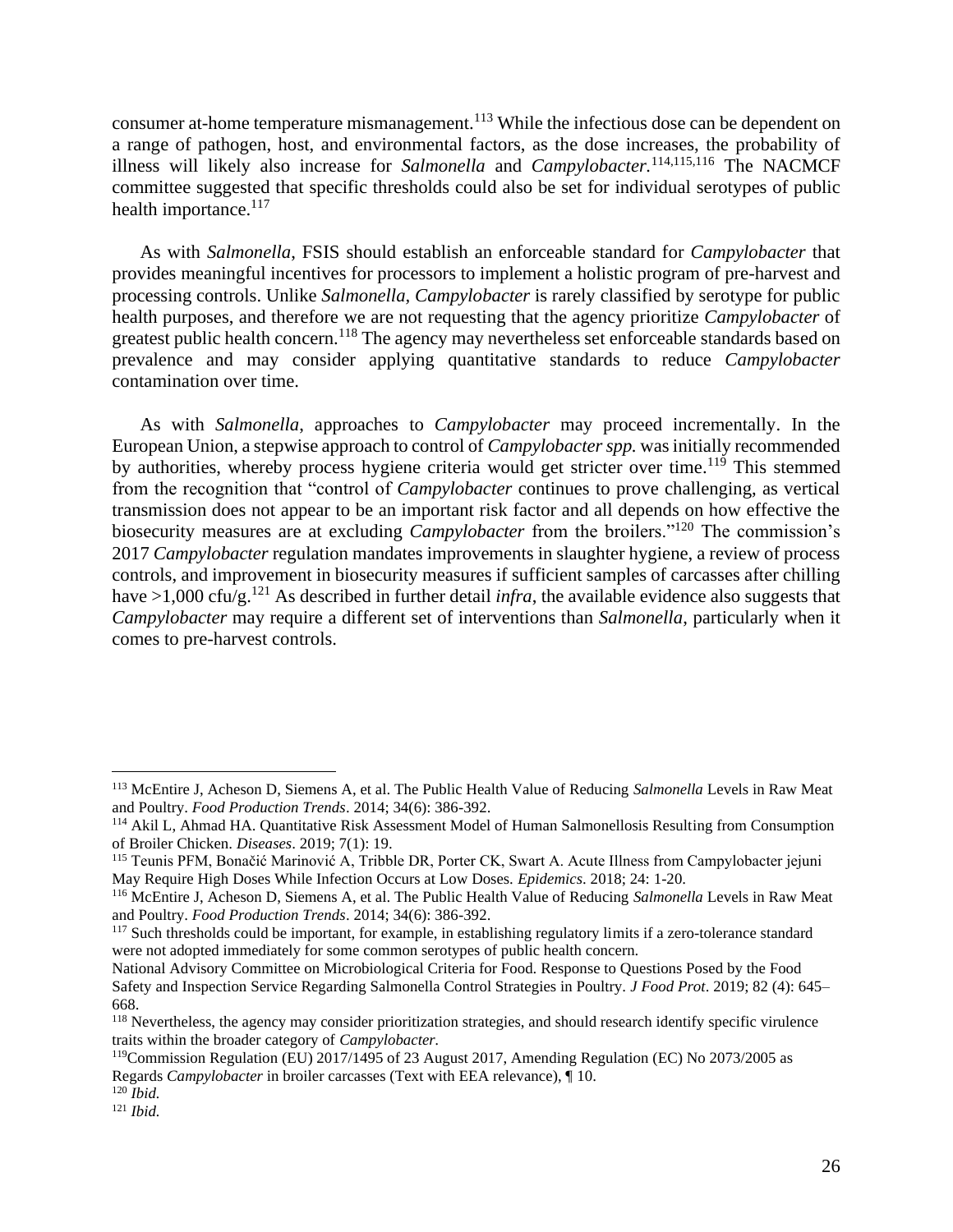consumer at-home temperature mismanagement.[113] While the infectious dose can be dependent on a range of pathogen, host, and environmental factors, as the dose increases, the probability of illness will likely also increase for *Salmonella* and *Campylobacter*.[114,115,116] The NACMCF committee suggested that specific thresholds could also be set for individual serotypes of public health importance.[117]

As with *Salmonella*, FSIS should establish an enforceable standard for *Campylobacter* that provides meaningful incentives for processors to implement a holistic program of pre-harvest and processing controls. Unlike *Salmonella*, *Campylobacter* is rarely classified by serotype for public health purposes, and therefore we are not requesting that the agency prioritize *Campylobacter* of greatest public health concern.[118] The agency may nevertheless set enforceable standards based on prevalence and may consider applying quantitative standards to reduce *Campylobacter* contamination over time.

As with *Salmonella*, approaches to *Campylobacter* may proceed incrementally. In the European Union, a stepwise approach to control of *Campylobacter spp.* was initially recommended by authorities, whereby process hygiene criteria would get stricter over time.[119] This stemmed from the recognition that "control of *Campylobacter* continues to prove challenging, as vertical transmission does not appear to be an important risk factor and all depends on how effective the biosecurity measures are at excluding *Campylobacter* from the broilers."[120] The commission's 2017 *Campylobacter* regulation mandates improvements in slaughter hygiene, a review of process controls, and improvement in biosecurity measures if sufficient samples of carcasses after chilling have >1,000 cfu/g.[121] As described in further detail *infra*, the available evidence also suggests that *Campylobacter* may require a different set of interventions than *Salmonella*, particularly when it comes to pre-harvest controls.

---

[113] McEntire J, Acheson D, Siemens A, et al. The Public Health Value of Reducing *Salmonella* Levels in Raw Meat and Poultry. *Food Production Trends*. 2014; 34(6): 386-392.

[114] Akil L, Ahmad HA. Quantitative Risk Assessment Model of Human Salmonellosis Resulting from Consumption of Broiler Chicken. *Diseases*. 2019; 7(1): 19.

[115] Teunis PFM, Bonačić Marinović A, Tribble DR, Porter CK, Swart A. Acute Illness from Campylobacter jejuni May Require High Doses While Infection Occurs at Low Doses. *Epidemics*. 2018; 24: 1-20.

[116] McEntire J, Acheson D, Siemens A, et al. The Public Health Value of Reducing *Salmonella* Levels in Raw Meat and Poultry. *Food Production Trends*. 2014; 34(6): 386-392.

[117] Such thresholds could be important, for example, in establishing regulatory limits if a zero-tolerance standard were not adopted immediately for some common serotypes of public health concern.
National Advisory Committee on Microbiological Criteria for Food. Response to Questions Posed by the Food Safety and Inspection Service Regarding Salmonella Control Strategies in Poultry. *J Food Prot*. 2019; 82 (4): 645–668.

[118] Nevertheless, the agency may consider prioritization strategies, and should research identify specific virulence traits within the broader category of *Campylobacter*.

[119] Commission Regulation (EU) 2017/1495 of 23 August 2017, Amending Regulation (EC) No 2073/2005 as Regards *Campylobacter* in broiler carcasses (Text with EEA relevance), ¶ 10.

[120] *Ibid.*

[121] *Ibid.*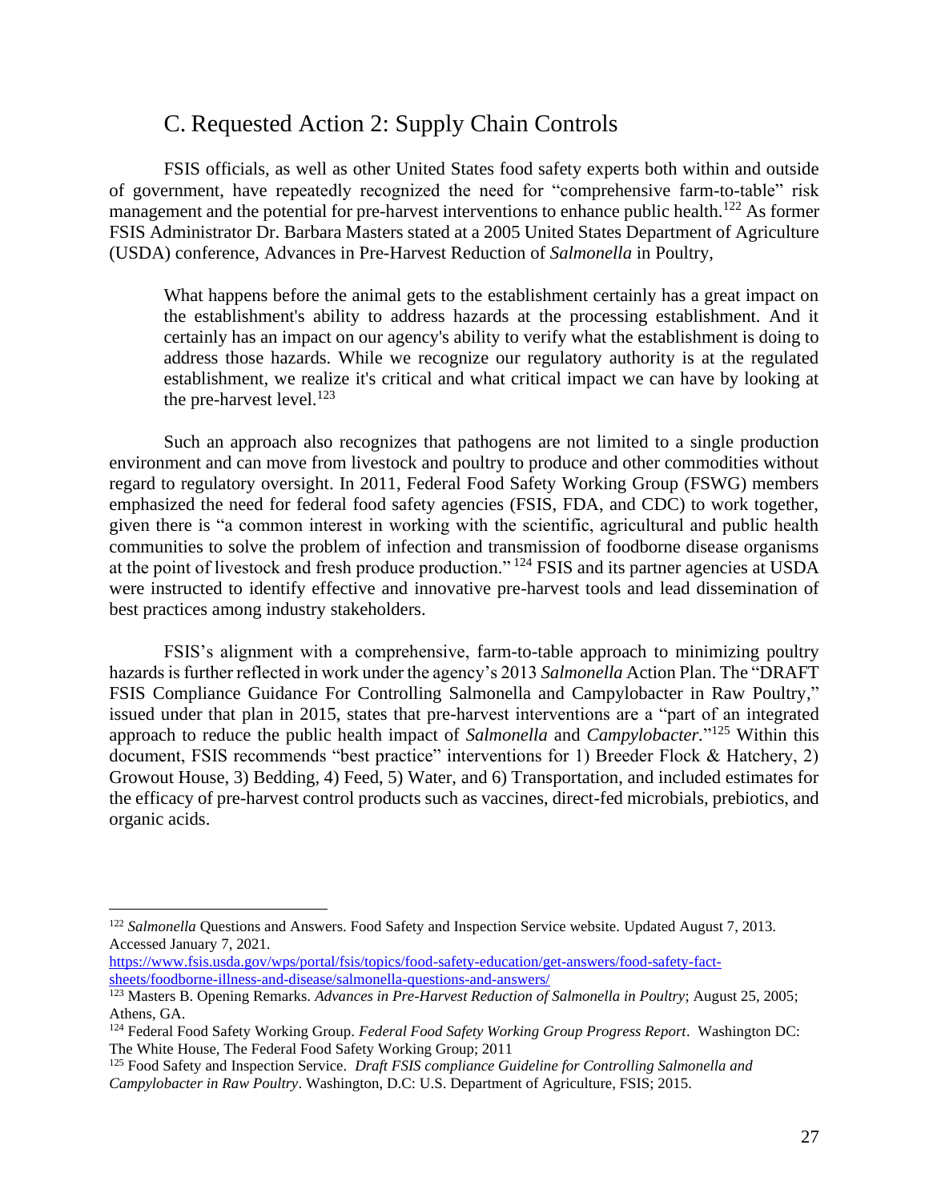## C. Requested Action 2: Supply Chain Controls

FSIS officials, as well as other United States food safety experts both within and outside of government, have repeatedly recognized the need for "comprehensive farm-to-table" risk management and the potential for pre-harvest interventions to enhance public health.[122] As former FSIS Administrator Dr. Barbara Masters stated at a 2005 United States Department of Agriculture (USDA) conference, Advances in Pre-Harvest Reduction of *Salmonella* in Poultry,

> What happens before the animal gets to the establishment certainly has a great impact on the establishment's ability to address hazards at the processing establishment. And it certainly has an impact on our agency's ability to verify what the establishment is doing to address those hazards. While we recognize our regulatory authority is at the regulated establishment, we realize it's critical and what critical impact we can have by looking at the pre-harvest level.[123]

Such an approach also recognizes that pathogens are not limited to a single production environment and can move from livestock and poultry to produce and other commodities without regard to regulatory oversight. In 2011, Federal Food Safety Working Group (FSWG) members emphasized the need for federal food safety agencies (FSIS, FDA, and CDC) to work together, given there is "a common interest in working with the scientific, agricultural and public health communities to solve the problem of infection and transmission of foodborne disease organisms at the point of livestock and fresh produce production." [124] FSIS and its partner agencies at USDA were instructed to identify effective and innovative pre-harvest tools and lead dissemination of best practices among industry stakeholders.

FSIS's alignment with a comprehensive, farm-to-table approach to minimizing poultry hazards is further reflected in work under the agency's 2013 *Salmonella* Action Plan. The "DRAFT FSIS Compliance Guidance For Controlling Salmonella and Campylobacter in Raw Poultry," issued under that plan in 2015, states that pre-harvest interventions are a "part of an integrated approach to reduce the public health impact of *Salmonella* and *Campylobacter*."[125] Within this document, FSIS recommends "best practice" interventions for 1) Breeder Flock & Hatchery, 2) Growout House, 3) Bedding, 4) Feed, 5) Water, and 6) Transportation, and included estimates for the efficacy of pre-harvest control products such as vaccines, direct-fed microbials, prebiotics, and organic acids.

---

[122] *Salmonella* Questions and Answers. Food Safety and Inspection Service website. Updated August 7, 2013. Accessed January 7, 2021. https://www.fsis.usda.gov/wps/portal/fsis/topics/food-safety-education/get-answers/food-safety-fact-sheets/foodborne-illness-and-disease/salmonella-questions-and-answers/

[123] Masters B. Opening Remarks. *Advances in Pre-Harvest Reduction of Salmonella in Poultry*; August 25, 2005; Athens, GA.

[124] Federal Food Safety Working Group. *Federal Food Safety Working Group Progress Report*. Washington DC: The White House, The Federal Food Safety Working Group; 2011

[125] Food Safety and Inspection Service. *Draft FSIS compliance Guideline for Controlling Salmonella and Campylobacter in Raw Poultry*. Washington, D.C: U.S. Department of Agriculture, FSIS; 2015.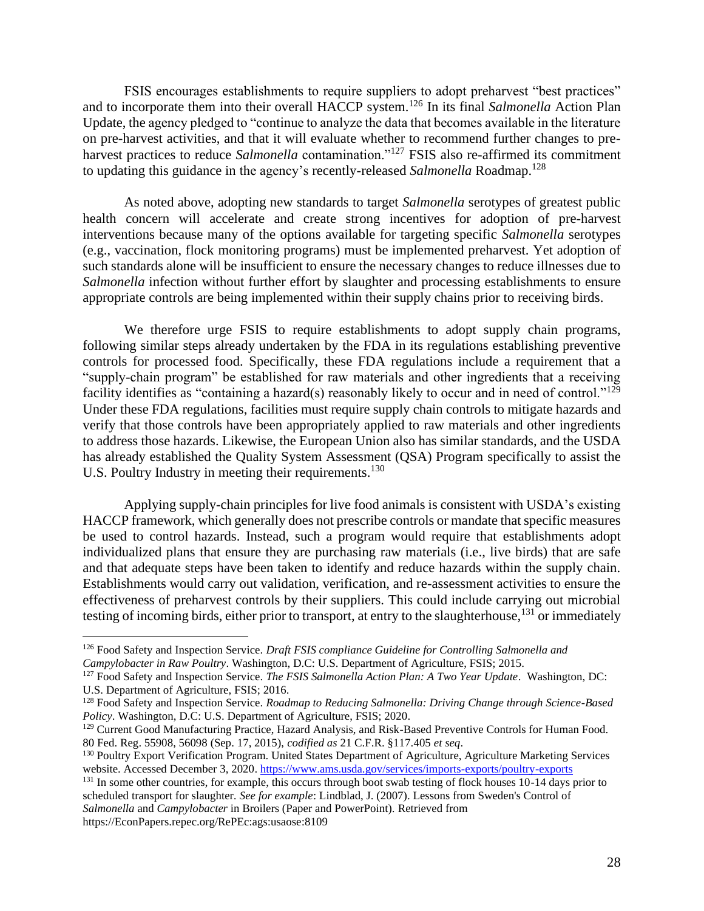FSIS encourages establishments to require suppliers to adopt preharvest "best practices" and to incorporate them into their overall HACCP system.[126] In its final *Salmonella* Action Plan Update, the agency pledged to "continue to analyze the data that becomes available in the literature on pre-harvest activities, and that it will evaluate whether to recommend further changes to pre-harvest practices to reduce *Salmonella* contamination."[127] FSIS also re-affirmed its commitment to updating this guidance in the agency's recently-released *Salmonella* Roadmap.[128]

As noted above, adopting new standards to target *Salmonella* serotypes of greatest public health concern will accelerate and create strong incentives for adoption of pre-harvest interventions because many of the options available for targeting specific *Salmonella* serotypes (e.g., vaccination, flock monitoring programs) must be implemented preharvest. Yet adoption of such standards alone will be insufficient to ensure the necessary changes to reduce illnesses due to *Salmonella* infection without further effort by slaughter and processing establishments to ensure appropriate controls are being implemented within their supply chains prior to receiving birds.

We therefore urge FSIS to require establishments to adopt supply chain programs, following similar steps already undertaken by the FDA in its regulations establishing preventive controls for processed food. Specifically, these FDA regulations include a requirement that a "supply-chain program" be established for raw materials and other ingredients that a receiving facility identifies as "containing a hazard(s) reasonably likely to occur and in need of control."[129] Under these FDA regulations, facilities must require supply chain controls to mitigate hazards and verify that those controls have been appropriately applied to raw materials and other ingredients to address those hazards. Likewise, the European Union also has similar standards, and the USDA has already established the Quality System Assessment (QSA) Program specifically to assist the U.S. Poultry Industry in meeting their requirements.[130]

Applying supply-chain principles for live food animals is consistent with USDA's existing HACCP framework, which generally does not prescribe controls or mandate that specific measures be used to control hazards. Instead, such a program would require that establishments adopt individualized plans that ensure they are purchasing raw materials (i.e., live birds) that are safe and that adequate steps have been taken to identify and reduce hazards within the supply chain. Establishments would carry out validation, verification, and re-assessment activities to ensure the effectiveness of preharvest controls by their suppliers. This could include carrying out microbial testing of incoming birds, either prior to transport, at entry to the slaughterhouse,[131] or immediately

---

[126] Food Safety and Inspection Service. *Draft FSIS compliance Guideline for Controlling Salmonella and Campylobacter in Raw Poultry*. Washington, D.C: U.S. Department of Agriculture, FSIS; 2015.

[127] Food Safety and Inspection Service. *The FSIS Salmonella Action Plan: A Two Year Update*. Washington, DC: U.S. Department of Agriculture, FSIS; 2016.

[128] Food Safety and Inspection Service. *Roadmap to Reducing Salmonella: Driving Change through Science-Based Policy*. Washington, D.C: U.S. Department of Agriculture, FSIS; 2020.

[129] Current Good Manufacturing Practice, Hazard Analysis, and Risk-Based Preventive Controls for Human Food. 80 Fed. Reg. 55908, 56098 (Sep. 17, 2015), *codified as* 21 C.F.R. §117.405 *et seq*.

[130] Poultry Export Verification Program. United States Department of Agriculture, Agriculture Marketing Services website. Accessed December 3, 2020. https://www.ams.usda.gov/services/imports-exports/poultry-exports

[131] In some other countries, for example, this occurs through boot swab testing of flock houses 10-14 days prior to scheduled transport for slaughter. *See for example*: Lindblad, J. (2007). Lessons from Sweden's Control of *Salmonella* and *Campylobacter* in Broilers (Paper and PowerPoint). Retrieved from https://EconPapers.repec.org/RePEc:ags:usaose:8109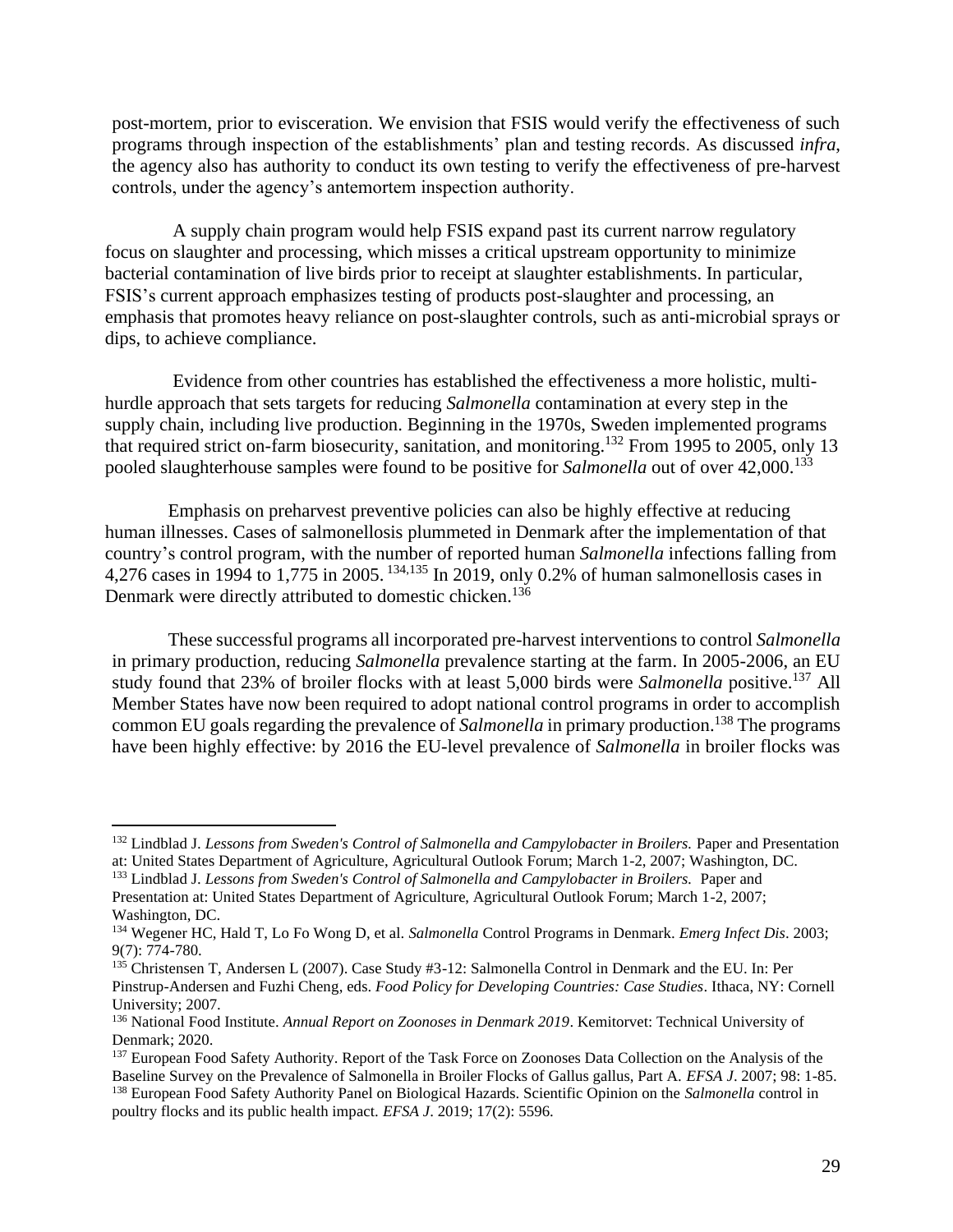post-mortem, prior to evisceration. We envision that FSIS would verify the effectiveness of such programs through inspection of the establishments' plan and testing records. As discussed *infra*, the agency also has authority to conduct its own testing to verify the effectiveness of pre-harvest controls, under the agency's antemortem inspection authority.

A supply chain program would help FSIS expand past its current narrow regulatory focus on slaughter and processing, which misses a critical upstream opportunity to minimize bacterial contamination of live birds prior to receipt at slaughter establishments. In particular, FSIS's current approach emphasizes testing of products post-slaughter and processing, an emphasis that promotes heavy reliance on post-slaughter controls, such as anti-microbial sprays or dips, to achieve compliance.

Evidence from other countries has established the effectiveness a more holistic, multi-hurdle approach that sets targets for reducing *Salmonella* contamination at every step in the supply chain, including live production. Beginning in the 1970s, Sweden implemented programs that required strict on-farm biosecurity, sanitation, and monitoring.[132] From 1995 to 2005, only 13 pooled slaughterhouse samples were found to be positive for *Salmonella* out of over 42,000.[133]

Emphasis on preharvest preventive policies can also be highly effective at reducing human illnesses. Cases of salmonellosis plummeted in Denmark after the implementation of that country's control program, with the number of reported human *Salmonella* infections falling from 4,276 cases in 1994 to 1,775 in 2005. [134,135] In 2019, only 0.2% of human salmonellosis cases in Denmark were directly attributed to domestic chicken.[136]

These successful programs all incorporated pre-harvest interventions to control *Salmonella* in primary production, reducing *Salmonella* prevalence starting at the farm. In 2005-2006, an EU study found that 23% of broiler flocks with at least 5,000 birds were *Salmonella* positive.[137] All Member States have now been required to adopt national control programs in order to accomplish common EU goals regarding the prevalence of *Salmonella* in primary production.[138] The programs have been highly effective: by 2016 the EU-level prevalence of *Salmonella* in broiler flocks was

---

[132] Lindblad J. *Lessons from Sweden's Control of Salmonella and Campylobacter in Broilers.* Paper and Presentation at: United States Department of Agriculture, Agricultural Outlook Forum; March 1-2, 2007; Washington, DC.

[133] Lindblad J. *Lessons from Sweden's Control of Salmonella and Campylobacter in Broilers.* Paper and Presentation at: United States Department of Agriculture, Agricultural Outlook Forum; March 1-2, 2007; Washington, DC.

[134] Wegener HC, Hald T, Lo Fo Wong D, et al. *Salmonella* Control Programs in Denmark. *Emerg Infect Dis*. 2003; 9(7): 774-780.

[135] Christensen T, Andersen L (2007). Case Study #3-12: Salmonella Control in Denmark and the EU. In: Per Pinstrup-Andersen and Fuzhi Cheng, eds. *Food Policy for Developing Countries: Case Studies*. Ithaca, NY: Cornell University; 2007.

[136] National Food Institute. *Annual Report on Zoonoses in Denmark 2019*. Kemitorvet: Technical University of Denmark; 2020.

[137] European Food Safety Authority. Report of the Task Force on Zoonoses Data Collection on the Analysis of the Baseline Survey on the Prevalence of Salmonella in Broiler Flocks of Gallus gallus, Part A. *EFSA J*. 2007; 98: 1-85.

[138] European Food Safety Authority Panel on Biological Hazards. Scientific Opinion on the *Salmonella* control in poultry flocks and its public health impact. *EFSA J*. 2019; 17(2): 5596.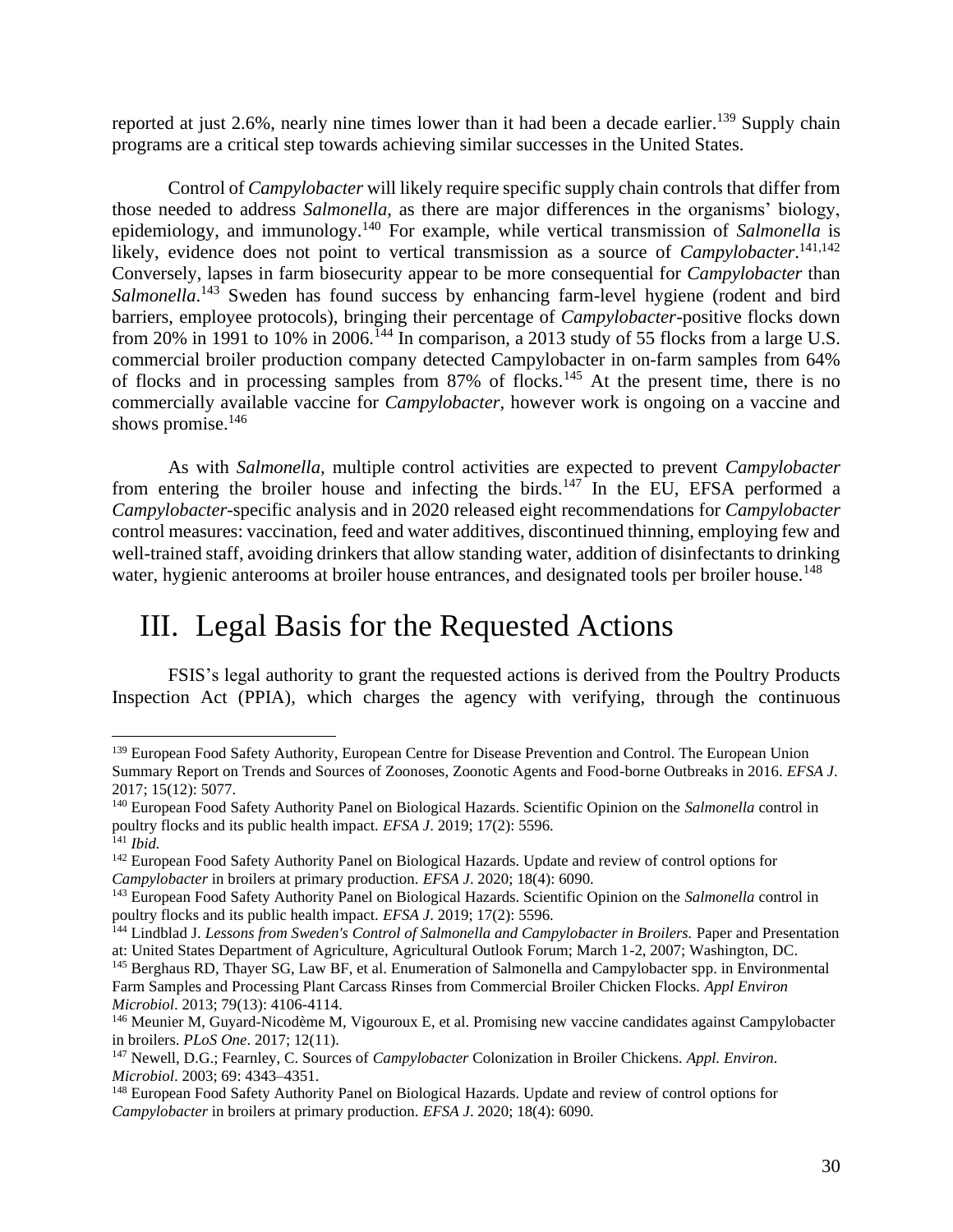reported at just 2.6%, nearly nine times lower than it had been a decade earlier.[139] Supply chain programs are a critical step towards achieving similar successes in the United States.

Control of *Campylobacter* will likely require specific supply chain controls that differ from those needed to address *Salmonella*, as there are major differences in the organisms' biology, epidemiology, and immunology.[140] For example, while vertical transmission of *Salmonella* is likely, evidence does not point to vertical transmission as a source of *Campylobacter*.[141,142] Conversely, lapses in farm biosecurity appear to be more consequential for *Campylobacter* than *Salmonella*.[143] Sweden has found success by enhancing farm-level hygiene (rodent and bird barriers, employee protocols), bringing their percentage of *Campylobacter*-positive flocks down from 20% in 1991 to 10% in 2006.[144] In comparison, a 2013 study of 55 flocks from a large U.S. commercial broiler production company detected Campylobacter in on-farm samples from 64% of flocks and in processing samples from 87% of flocks.[145] At the present time, there is no commercially available vaccine for *Campylobacter,* however work is ongoing on a vaccine and shows promise.[146]

As with *Salmonella,* multiple control activities are expected to prevent *Campylobacter* from entering the broiler house and infecting the birds.[147] In the EU, EFSA performed a *Campylobacter*-specific analysis and in 2020 released eight recommendations for *Campylobacter* control measures: vaccination, feed and water additives, discontinued thinning, employing few and well-trained staff, avoiding drinkers that allow standing water, addition of disinfectants to drinking water, hygienic anterooms at broiler house entrances, and designated tools per broiler house.[148]

# III. Legal Basis for the Requested Actions

FSIS's legal authority to grant the requested actions is derived from the Poultry Products Inspection Act (PPIA), which charges the agency with verifying, through the continuous

---

[139] European Food Safety Authority, European Centre for Disease Prevention and Control. The European Union Summary Report on Trends and Sources of Zoonoses, Zoonotic Agents and Food-borne Outbreaks in 2016. *EFSA J*. 2017; 15(12): 5077.

[140] European Food Safety Authority Panel on Biological Hazards. Scientific Opinion on the *Salmonella* control in poultry flocks and its public health impact. *EFSA J*. 2019; 17(2): 5596.

[141] *Ibid.*

[142] European Food Safety Authority Panel on Biological Hazards. Update and review of control options for *Campylobacter* in broilers at primary production. *EFSA J*. 2020; 18(4): 6090.

[143] European Food Safety Authority Panel on Biological Hazards. Scientific Opinion on the *Salmonella* control in poultry flocks and its public health impact. *EFSA J*. 2019; 17(2): 5596.

[144] Lindblad J. *Lessons from Sweden's Control of Salmonella and Campylobacter in Broilers.* Paper and Presentation at: United States Department of Agriculture, Agricultural Outlook Forum; March 1-2, 2007; Washington, DC.

[145] Berghaus RD, Thayer SG, Law BF, et al. Enumeration of Salmonella and Campylobacter spp. in Environmental Farm Samples and Processing Plant Carcass Rinses from Commercial Broiler Chicken Flocks. *Appl Environ Microbiol*. 2013; 79(13): 4106-4114.

[146] Meunier M, Guyard-Nicodème M, Vigouroux E, et al. Promising new vaccine candidates against Campylobacter in broilers. *PLoS One*. 2017; 12(11).

[147] Newell, D.G.; Fearnley, C. Sources of *Campylobacter* Colonization in Broiler Chickens. *Appl. Environ. Microbiol*. 2003; 69: 4343–4351.

[148] European Food Safety Authority Panel on Biological Hazards. Update and review of control options for *Campylobacter* in broilers at primary production. *EFSA J*. 2020; 18(4): 6090.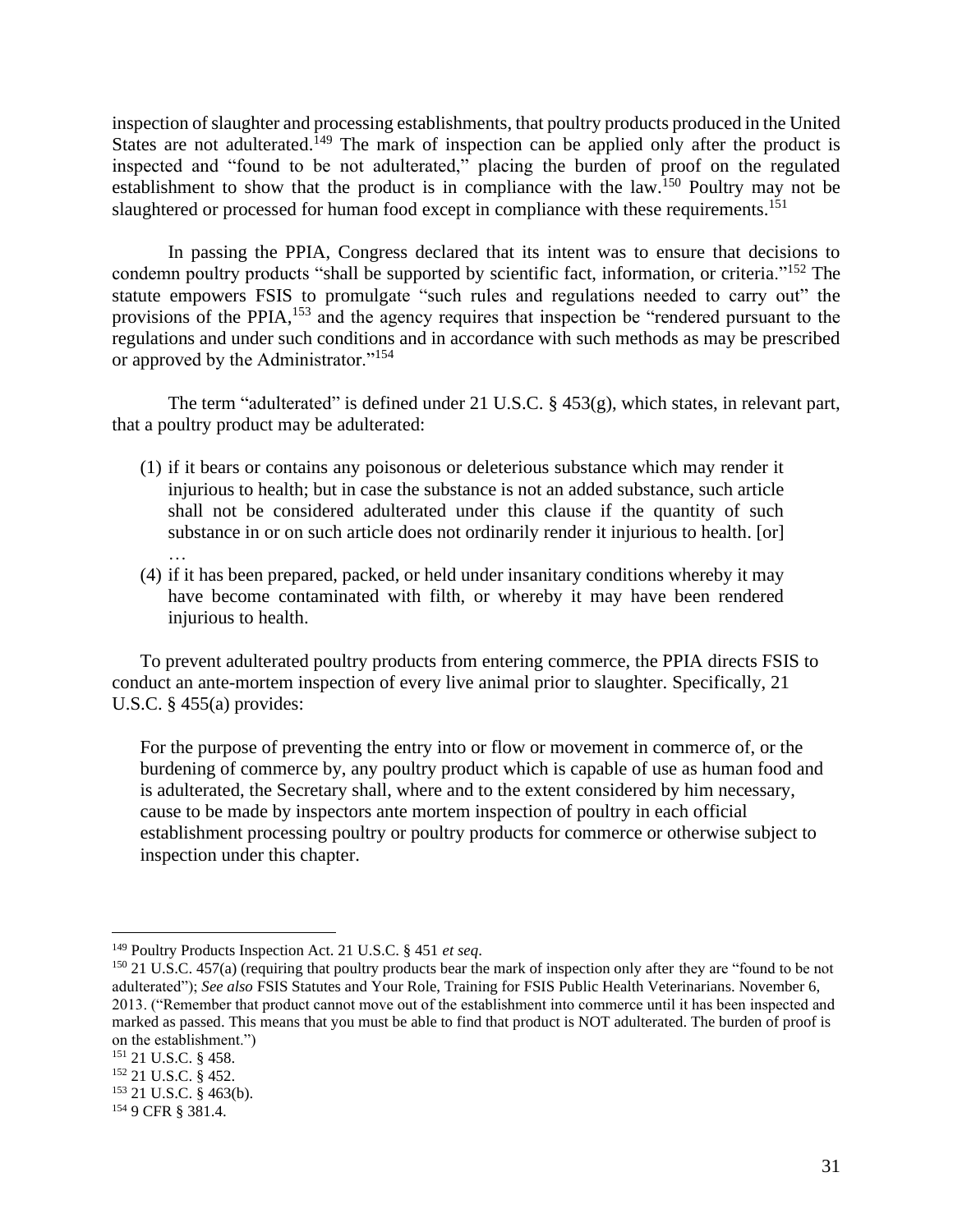inspection of slaughter and processing establishments, that poultry products produced in the United States are not adulterated.[149] The mark of inspection can be applied only after the product is inspected and "found to be not adulterated," placing the burden of proof on the regulated establishment to show that the product is in compliance with the law.[150] Poultry may not be slaughtered or processed for human food except in compliance with these requirements.[151]

In passing the PPIA, Congress declared that its intent was to ensure that decisions to condemn poultry products "shall be supported by scientific fact, information, or criteria."[152] The statute empowers FSIS to promulgate "such rules and regulations needed to carry out" the provisions of the PPIA,[153] and the agency requires that inspection be "rendered pursuant to the regulations and under such conditions and in accordance with such methods as may be prescribed or approved by the Administrator."[154]

The term "adulterated" is defined under 21 U.S.C. § 453(g), which states, in relevant part, that a poultry product may be adulterated:

> (1) if it bears or contains any poisonous or deleterious substance which may render it injurious to health; but in case the substance is not an added substance, such article shall not be considered adulterated under this clause if the quantity of such substance in or on such article does not ordinarily render it injurious to health. [or]
> …
> (4) if it has been prepared, packed, or held under insanitary conditions whereby it may have become contaminated with filth, or whereby it may have been rendered injurious to health.

To prevent adulterated poultry products from entering commerce, the PPIA directs FSIS to conduct an ante-mortem inspection of every live animal prior to slaughter. Specifically, 21 U.S.C. § 455(a) provides:

> For the purpose of preventing the entry into or flow or movement in commerce of, or the burdening of commerce by, any poultry product which is capable of use as human food and is adulterated, the Secretary shall, where and to the extent considered by him necessary, cause to be made by inspectors ante mortem inspection of poultry in each official establishment processing poultry or poultry products for commerce or otherwise subject to inspection under this chapter.

---

[149] Poultry Products Inspection Act. 21 U.S.C. § 451 *et seq*.

[150] 21 U.S.C. 457(a) (requiring that poultry products bear the mark of inspection only after they are "found to be not adulterated"); *See also* FSIS Statutes and Your Role, Training for FSIS Public Health Veterinarians. November 6, 2013. ("Remember that product cannot move out of the establishment into commerce until it has been inspected and marked as passed. This means that you must be able to find that product is NOT adulterated. The burden of proof is on the establishment.")

[151] 21 U.S.C. § 458.

[152] 21 U.S.C. § 452.

[153] 21 U.S.C. § 463(b).

[154] 9 CFR § 381.4.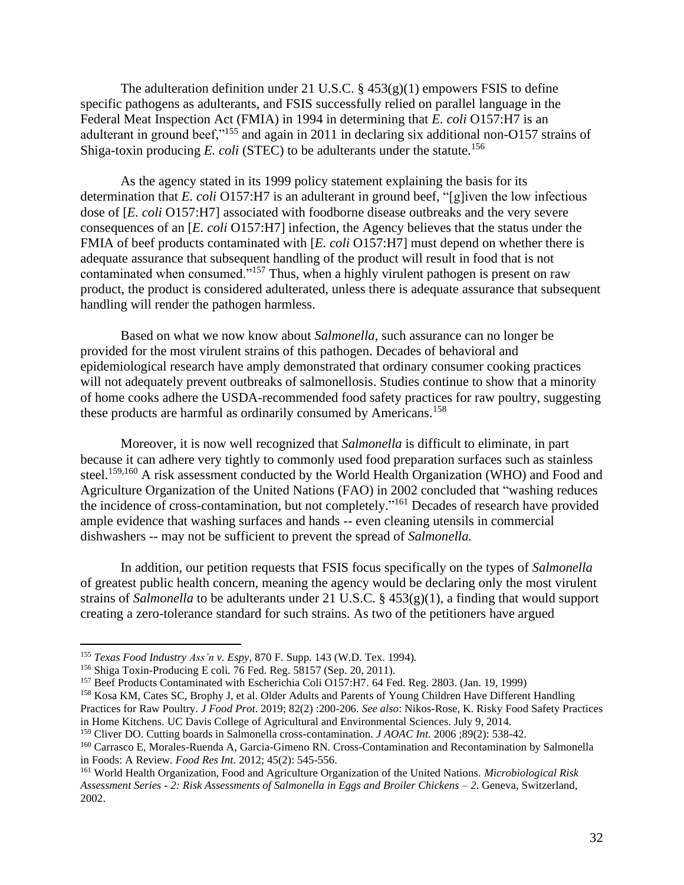The adulteration definition under 21 U.S.C. § 453(g)(1) empowers FSIS to define specific pathogens as adulterants, and FSIS successfully relied on parallel language in the Federal Meat Inspection Act (FMIA) in 1994 in determining that *E. coli* O157:H7 is an adulterant in ground beef,"[155] and again in 2011 in declaring six additional non-O157 strains of Shiga-toxin producing *E. coli* (STEC) to be adulterants under the statute.[156]

As the agency stated in its 1999 policy statement explaining the basis for its determination that *E. coli* O157:H7 is an adulterant in ground beef, "[g]iven the low infectious dose of [*E. coli* O157:H7] associated with foodborne disease outbreaks and the very severe consequences of an [*E. coli* O157:H7] infection, the Agency believes that the status under the FMIA of beef products contaminated with [*E. coli* O157:H7] must depend on whether there is adequate assurance that subsequent handling of the product will result in food that is not contaminated when consumed."[157] Thus, when a highly virulent pathogen is present on raw product, the product is considered adulterated, unless there is adequate assurance that subsequent handling will render the pathogen harmless.

Based on what we now know about *Salmonella*, such assurance can no longer be provided for the most virulent strains of this pathogen. Decades of behavioral and epidemiological research have amply demonstrated that ordinary consumer cooking practices will not adequately prevent outbreaks of salmonellosis. Studies continue to show that a minority of home cooks adhere the USDA-recommended food safety practices for raw poultry, suggesting these products are harmful as ordinarily consumed by Americans.[158]

Moreover, it is now well recognized that *Salmonella* is difficult to eliminate, in part because it can adhere very tightly to commonly used food preparation surfaces such as stainless steel.[159,160] A risk assessment conducted by the World Health Organization (WHO) and Food and Agriculture Organization of the United Nations (FAO) in 2002 concluded that "washing reduces the incidence of cross-contamination, but not completely."[161] Decades of research have provided ample evidence that washing surfaces and hands -- even cleaning utensils in commercial dishwashers -- may not be sufficient to prevent the spread of *Salmonella.*

In addition, our petition requests that FSIS focus specifically on the types of *Salmonella* of greatest public health concern, meaning the agency would be declaring only the most virulent strains of *Salmonella* to be adulterants under 21 U.S.C. § 453(g)(1), a finding that would support creating a zero-tolerance standard for such strains. As two of the petitioners have argued

---

[155] *Texas Food Industry Ass'n v. Espy*, 870 F. Supp. 143 (W.D. Tex. 1994).

[156] Shiga Toxin-Producing E coli. 76 Fed. Reg. 58157 (Sep. 20, 2011).

[157] Beef Products Contaminated with Escherichia Coli O157:H7. 64 Fed. Reg. 2803. (Jan. 19, 1999)

[158] Kosa KM, Cates SC, Brophy J, et al. Older Adults and Parents of Young Children Have Different Handling Practices for Raw Poultry. *J Food Prot*. 2019; 82(2) :200-206. *See also*: Nikos-Rose, K. Risky Food Safety Practices in Home Kitchens. UC Davis College of Agricultural and Environmental Sciences. July 9, 2014.

[159] Cliver DO. Cutting boards in Salmonella cross-contamination. *J AOAC Int.* 2006 ;89(2): 538-42.

[160] Carrasco E, Morales-Ruenda A, Garcia-Gimeno RN. Cross-Contamination and Recontamination by Salmonella in Foods: A Review. *Food Res Int.* 2012; 45(2): 545-556.

[161] World Health Organization, Food and Agriculture Organization of the United Nations. *Microbiological Risk Assessment Series - 2: Risk Assessments of Salmonella in Eggs and Broiler Chickens – 2*. Geneva, Switzerland, 2002.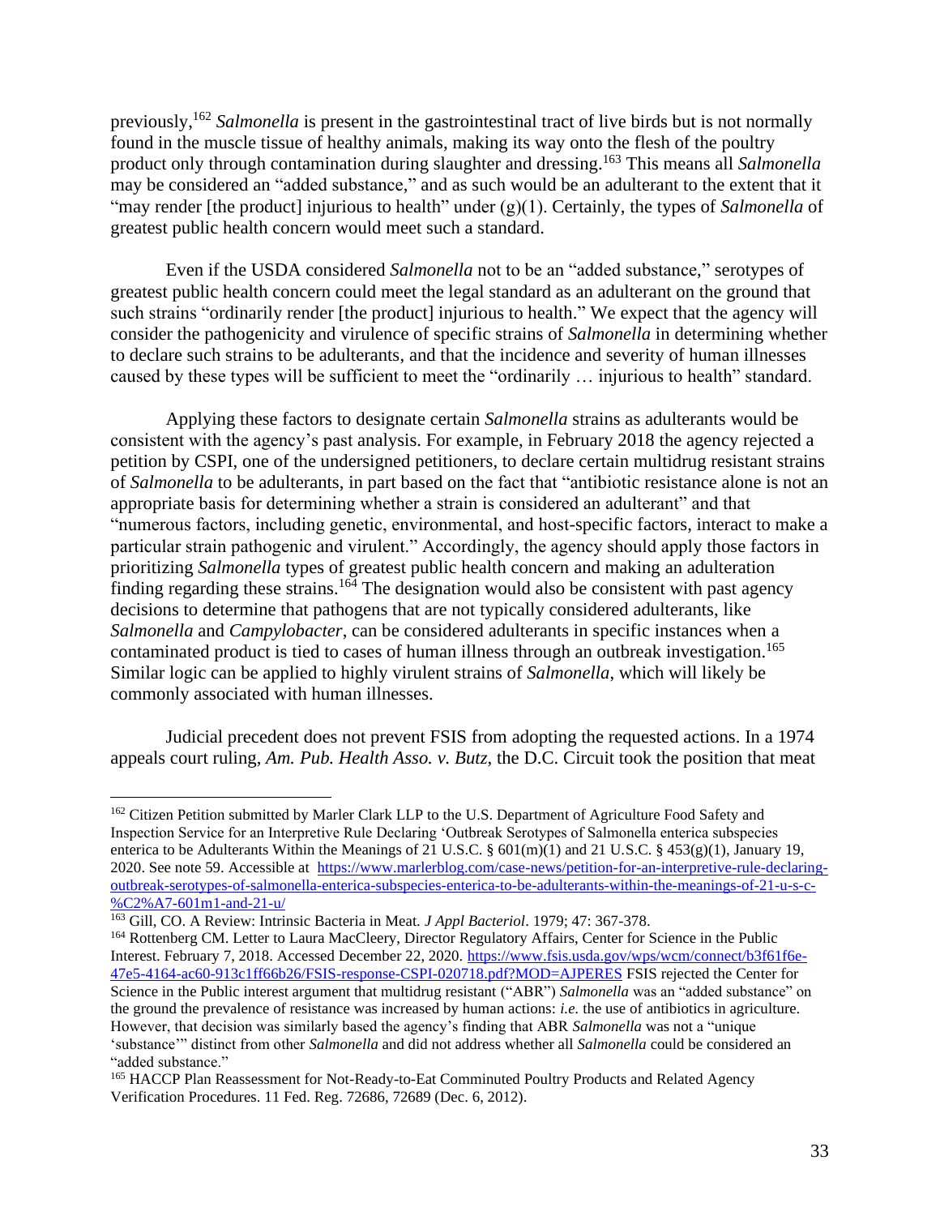previously,[162] *Salmonella* is present in the gastrointestinal tract of live birds but is not normally found in the muscle tissue of healthy animals, making its way onto the flesh of the poultry product only through contamination during slaughter and dressing.[163] This means all *Salmonella* may be considered an "added substance," and as such would be an adulterant to the extent that it "may render [the product] injurious to health" under (g)(1). Certainly, the types of *Salmonella* of greatest public health concern would meet such a standard.

Even if the USDA considered *Salmonella* not to be an "added substance," serotypes of greatest public health concern could meet the legal standard as an adulterant on the ground that such strains "ordinarily render [the product] injurious to health." We expect that the agency will consider the pathogenicity and virulence of specific strains of *Salmonella* in determining whether to declare such strains to be adulterants, and that the incidence and severity of human illnesses caused by these types will be sufficient to meet the "ordinarily … injurious to health" standard.

Applying these factors to designate certain *Salmonella* strains as adulterants would be consistent with the agency's past analysis. For example, in February 2018 the agency rejected a petition by CSPI, one of the undersigned petitioners, to declare certain multidrug resistant strains of *Salmonella* to be adulterants, in part based on the fact that "antibiotic resistance alone is not an appropriate basis for determining whether a strain is considered an adulterant" and that "numerous factors, including genetic, environmental, and host-specific factors, interact to make a particular strain pathogenic and virulent." Accordingly, the agency should apply those factors in prioritizing *Salmonella* types of greatest public health concern and making an adulteration finding regarding these strains.[164] The designation would also be consistent with past agency decisions to determine that pathogens that are not typically considered adulterants, like *Salmonella* and *Campylobacter*, can be considered adulterants in specific instances when a contaminated product is tied to cases of human illness through an outbreak investigation.[165] Similar logic can be applied to highly virulent strains of *Salmonella*, which will likely be commonly associated with human illnesses.

Judicial precedent does not prevent FSIS from adopting the requested actions. In a 1974 appeals court ruling, *Am. Pub. Health Asso. v. Butz*, the D.C. Circuit took the position that meat

---

[162] Citizen Petition submitted by Marler Clark LLP to the U.S. Department of Agriculture Food Safety and Inspection Service for an Interpretive Rule Declaring 'Outbreak Serotypes of Salmonella enterica subspecies enterica to be Adulterants Within the Meanings of 21 U.S.C. § 601(m)(1) and 21 U.S.C. § 453(g)(1), January 19, 2020. See note 59. Accessible at https://www.marlerblog.com/case-news/petition-for-an-interpretive-rule-declaring-outbreak-serotypes-of-salmonella-enterica-subspecies-enterica-to-be-adulterants-within-the-meanings-of-21-u-s-c-%C2%A7-601m1-and-21-u/

[163] Gill, CO. A Review: Intrinsic Bacteria in Meat. *J Appl Bacteriol*. 1979; 47: 367-378.

[164] Rottenberg CM. Letter to Laura MacCleery, Director Regulatory Affairs, Center for Science in the Public Interest. February 7, 2018. Accessed December 22, 2020. https://www.fsis.usda.gov/wps/wcm/connect/b3f61f6e-47e5-4164-ac60-913c1ff66b26/FSIS-response-CSPI-020718.pdf?MOD=AJPERES FSIS rejected the Center for Science in the Public interest argument that multidrug resistant ("ABR") *Salmonella* was an "added substance" on the ground the prevalence of resistance was increased by human actions: *i.e.* the use of antibiotics in agriculture. However, that decision was similarly based the agency's finding that ABR *Salmonella* was not a "unique 'substance'" distinct from other *Salmonella* and did not address whether all *Salmonella* could be considered an "added substance."

[165] HACCP Plan Reassessment for Not-Ready-to-Eat Comminuted Poultry Products and Related Agency Verification Procedures. 11 Fed. Reg. 72686, 72689 (Dec. 6, 2012).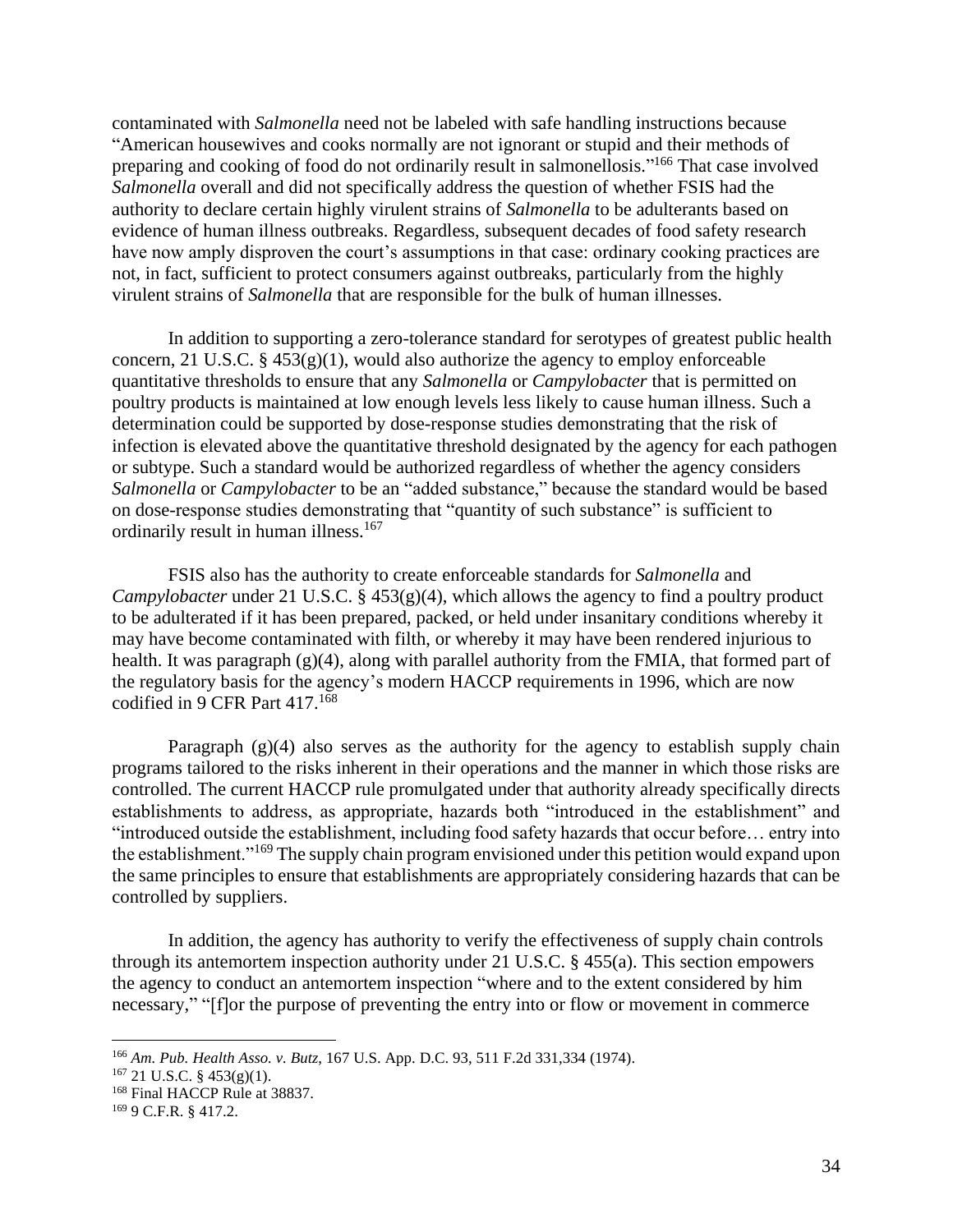contaminated with *Salmonella* need not be labeled with safe handling instructions because "American housewives and cooks normally are not ignorant or stupid and their methods of preparing and cooking of food do not ordinarily result in salmonellosis."[166] That case involved *Salmonella* overall and did not specifically address the question of whether FSIS had the authority to declare certain highly virulent strains of *Salmonella* to be adulterants based on evidence of human illness outbreaks. Regardless, subsequent decades of food safety research have now amply disproven the court's assumptions in that case: ordinary cooking practices are not, in fact, sufficient to protect consumers against outbreaks, particularly from the highly virulent strains of *Salmonella* that are responsible for the bulk of human illnesses.

In addition to supporting a zero-tolerance standard for serotypes of greatest public health concern, 21 U.S.C. § 453(g)(1), would also authorize the agency to employ enforceable quantitative thresholds to ensure that any *Salmonella* or *Campylobacter* that is permitted on poultry products is maintained at low enough levels less likely to cause human illness. Such a determination could be supported by dose-response studies demonstrating that the risk of infection is elevated above the quantitative threshold designated by the agency for each pathogen or subtype. Such a standard would be authorized regardless of whether the agency considers *Salmonella* or *Campylobacter* to be an "added substance," because the standard would be based on dose-response studies demonstrating that "quantity of such substance" is sufficient to ordinarily result in human illness.[167]

FSIS also has the authority to create enforceable standards for *Salmonella* and *Campylobacter* under 21 U.S.C. § 453(g)(4), which allows the agency to find a poultry product to be adulterated if it has been prepared, packed, or held under insanitary conditions whereby it may have become contaminated with filth, or whereby it may have been rendered injurious to health. It was paragraph (g)(4), along with parallel authority from the FMIA, that formed part of the regulatory basis for the agency's modern HACCP requirements in 1996, which are now codified in 9 CFR Part 417.[168]

Paragraph (g)(4) also serves as the authority for the agency to establish supply chain programs tailored to the risks inherent in their operations and the manner in which those risks are controlled. The current HACCP rule promulgated under that authority already specifically directs establishments to address, as appropriate, hazards both "introduced in the establishment" and "introduced outside the establishment, including food safety hazards that occur before… entry into the establishment."[169] The supply chain program envisioned under this petition would expand upon the same principles to ensure that establishments are appropriately considering hazards that can be controlled by suppliers.

In addition, the agency has authority to verify the effectiveness of supply chain controls through its antemortem inspection authority under 21 U.S.C. § 455(a). This section empowers the agency to conduct an antemortem inspection "where and to the extent considered by him necessary," "[f]or the purpose of preventing the entry into or flow or movement in commerce

---

[166] *Am. Pub. Health Asso. v. Butz*, 167 U.S. App. D.C. 93, 511 F.2d 331,334 (1974).

[167] 21 U.S.C. § 453(g)(1).

[168] Final HACCP Rule at 38837.

[169] 9 C.F.R. § 417.2.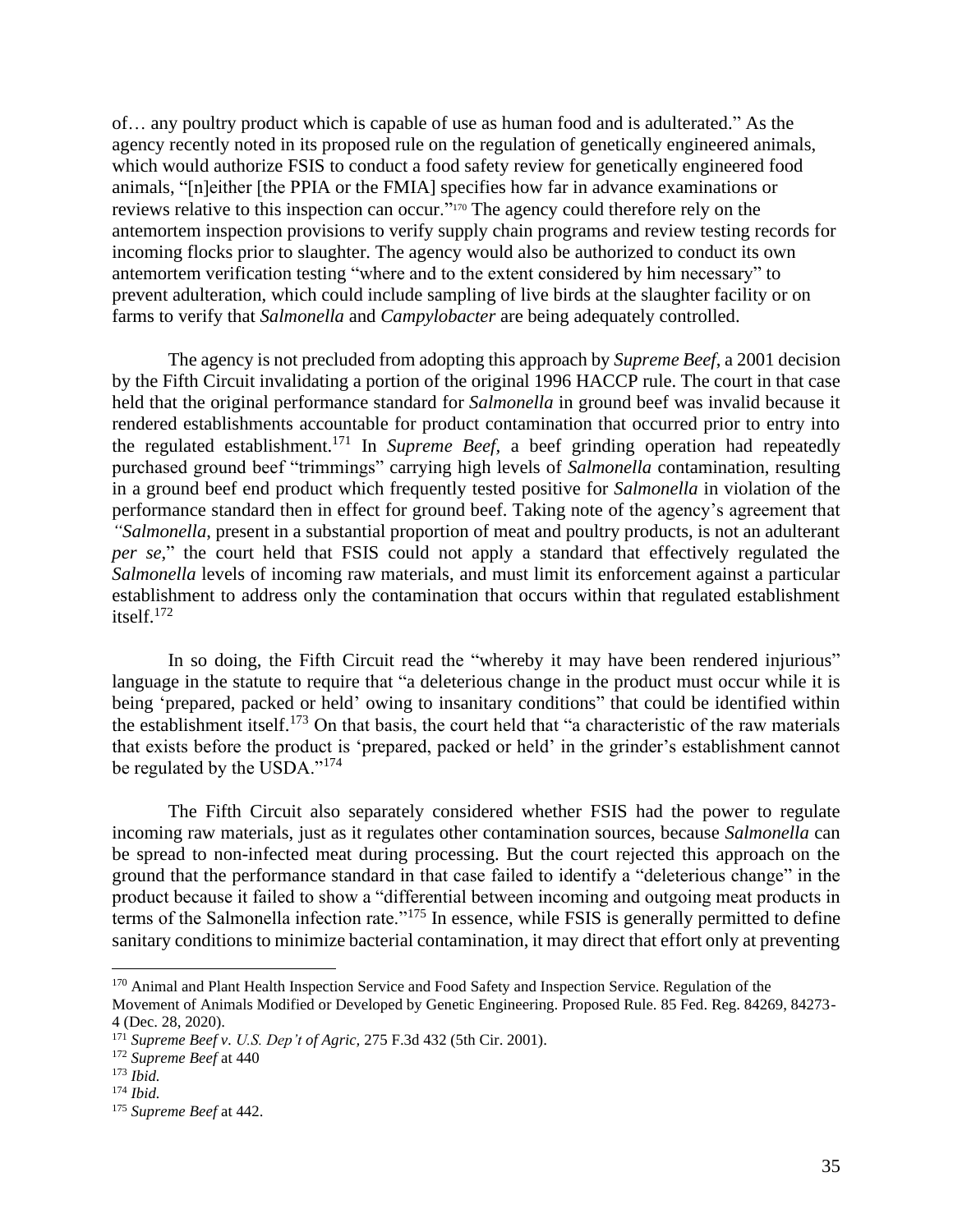of… any poultry product which is capable of use as human food and is adulterated." As the agency recently noted in its proposed rule on the regulation of genetically engineered animals, which would authorize FSIS to conduct a food safety review for genetically engineered food animals, "[n]either [the PPIA or the FMIA] specifies how far in advance examinations or reviews relative to this inspection can occur."[170] The agency could therefore rely on the antemortem inspection provisions to verify supply chain programs and review testing records for incoming flocks prior to slaughter. The agency would also be authorized to conduct its own antemortem verification testing "where and to the extent considered by him necessary" to prevent adulteration, which could include sampling of live birds at the slaughter facility or on farms to verify that *Salmonella* and *Campylobacter* are being adequately controlled.

The agency is not precluded from adopting this approach by *Supreme Beef*, a 2001 decision by the Fifth Circuit invalidating a portion of the original 1996 HACCP rule. The court in that case held that the original performance standard for *Salmonella* in ground beef was invalid because it rendered establishments accountable for product contamination that occurred prior to entry into the regulated establishment.[171] In *Supreme Beef*, a beef grinding operation had repeatedly purchased ground beef "trimmings" carrying high levels of *Salmonella* contamination, resulting in a ground beef end product which frequently tested positive for *Salmonella* in violation of the performance standard then in effect for ground beef. Taking note of the agency's agreement that "*Salmonella*, present in a substantial proportion of meat and poultry products, is not an adulterant *per se*," the court held that FSIS could not apply a standard that effectively regulated the *Salmonella* levels of incoming raw materials, and must limit its enforcement against a particular establishment to address only the contamination that occurs within that regulated establishment itself.[172]

In so doing, the Fifth Circuit read the "whereby it may have been rendered injurious" language in the statute to require that "a deleterious change in the product must occur while it is being 'prepared, packed or held' owing to insanitary conditions" that could be identified within the establishment itself.[173] On that basis, the court held that "a characteristic of the raw materials that exists before the product is 'prepared, packed or held' in the grinder's establishment cannot be regulated by the USDA."[174]

The Fifth Circuit also separately considered whether FSIS had the power to regulate incoming raw materials, just as it regulates other contamination sources, because *Salmonella* can be spread to non-infected meat during processing. But the court rejected this approach on the ground that the performance standard in that case failed to identify a "deleterious change" in the product because it failed to show a "differential between incoming and outgoing meat products in terms of the Salmonella infection rate."[175] In essence, while FSIS is generally permitted to define sanitary conditions to minimize bacterial contamination, it may direct that effort only at preventing

---

[170] Animal and Plant Health Inspection Service and Food Safety and Inspection Service. Regulation of the Movement of Animals Modified or Developed by Genetic Engineering. Proposed Rule. 85 Fed. Reg. 84269, 84273-4 (Dec. 28, 2020).

[171] *Supreme Beef v. U.S. Dep't of Agric,* 275 F.3d 432 (5th Cir. 2001).

[172] *Supreme Beef* at 440

[173] *Ibid.*

[174] *Ibid.*

[175] *Supreme Beef* at 442.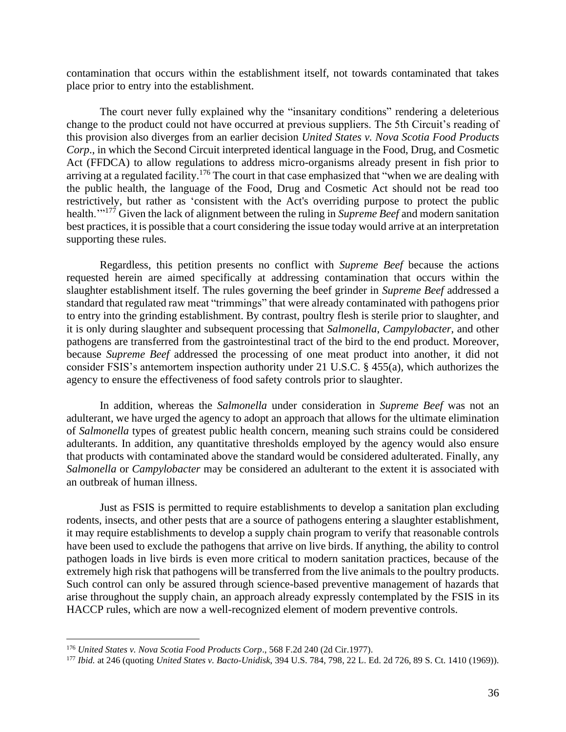contamination that occurs within the establishment itself, not towards contaminated that takes place prior to entry into the establishment.

The court never fully explained why the "insanitary conditions" rendering a deleterious change to the product could not have occurred at previous suppliers. The 5th Circuit's reading of this provision also diverges from an earlier decision *United States v. Nova Scotia Food Products Corp*., in which the Second Circuit interpreted identical language in the Food, Drug, and Cosmetic Act (FFDCA) to allow regulations to address micro-organisms already present in fish prior to arriving at a regulated facility.[176] The court in that case emphasized that "when we are dealing with the public health, the language of the Food, Drug and Cosmetic Act should not be read too restrictively, but rather as 'consistent with the Act's overriding purpose to protect the public health.'"[177] Given the lack of alignment between the ruling in *Supreme Beef* and modern sanitation best practices, it is possible that a court considering the issue today would arrive at an interpretation supporting these rules.

Regardless, this petition presents no conflict with *Supreme Beef* because the actions requested herein are aimed specifically at addressing contamination that occurs within the slaughter establishment itself. The rules governing the beef grinder in *Supreme Beef* addressed a standard that regulated raw meat "trimmings" that were already contaminated with pathogens prior to entry into the grinding establishment. By contrast, poultry flesh is sterile prior to slaughter, and it is only during slaughter and subsequent processing that *Salmonella*, *Campylobacter*, and other pathogens are transferred from the gastrointestinal tract of the bird to the end product. Moreover, because *Supreme Beef* addressed the processing of one meat product into another, it did not consider FSIS's antemortem inspection authority under 21 U.S.C. § 455(a), which authorizes the agency to ensure the effectiveness of food safety controls prior to slaughter.

In addition, whereas the *Salmonella* under consideration in *Supreme Beef* was not an adulterant, we have urged the agency to adopt an approach that allows for the ultimate elimination of *Salmonella* types of greatest public health concern, meaning such strains could be considered adulterants. In addition, any quantitative thresholds employed by the agency would also ensure that products with contaminated above the standard would be considered adulterated. Finally, any *Salmonella* or *Campylobacter* may be considered an adulterant to the extent it is associated with an outbreak of human illness.

Just as FSIS is permitted to require establishments to develop a sanitation plan excluding rodents, insects, and other pests that are a source of pathogens entering a slaughter establishment, it may require establishments to develop a supply chain program to verify that reasonable controls have been used to exclude the pathogens that arrive on live birds. If anything, the ability to control pathogen loads in live birds is even more critical to modern sanitation practices, because of the extremely high risk that pathogens will be transferred from the live animals to the poultry products. Such control can only be assured through science-based preventive management of hazards that arise throughout the supply chain, an approach already expressly contemplated by the FSIS in its HACCP rules, which are now a well-recognized element of modern preventive controls.

---

[176] *United States v. Nova Scotia Food Products Corp*., 568 F.2d 240 (2d Cir.1977).

[177] *Ibid.* at 246 (quoting *United States v. Bacto-Unidisk*, 394 U.S. 784, 798, 22 L. Ed. 2d 726, 89 S. Ct. 1410 (1969)).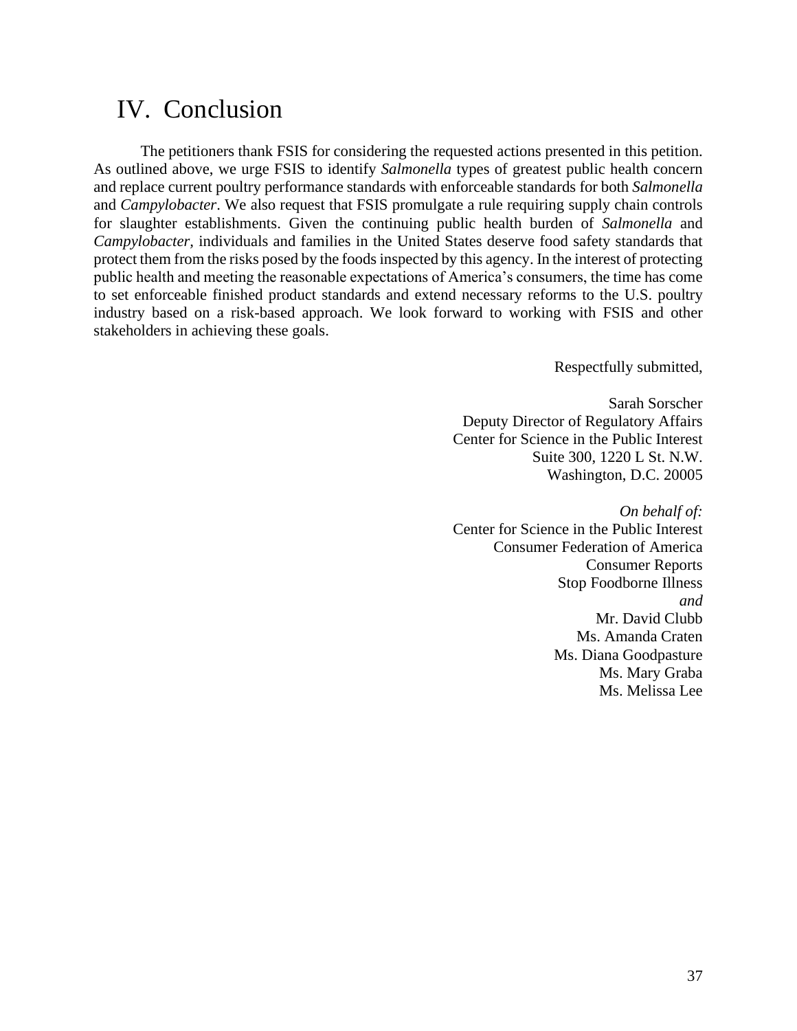# IV. Conclusion

The petitioners thank FSIS for considering the requested actions presented in this petition. As outlined above, we urge FSIS to identify *Salmonella* types of greatest public health concern and replace current poultry performance standards with enforceable standards for both *Salmonella* and *Campylobacter*. We also request that FSIS promulgate a rule requiring supply chain controls for slaughter establishments. Given the continuing public health burden of *Salmonella* and *Campylobacter*, individuals and families in the United States deserve food safety standards that protect them from the risks posed by the foods inspected by this agency. In the interest of protecting public health and meeting the reasonable expectations of America's consumers, the time has come to set enforceable finished product standards and extend necessary reforms to the U.S. poultry industry based on a risk-based approach. We look forward to working with FSIS and other stakeholders in achieving these goals.

Respectfully submitted,

Sarah Sorscher
Deputy Director of Regulatory Affairs
Center for Science in the Public Interest
Suite 300, 1220 L St. N.W.
Washington, D.C. 20005

*On behalf of:*
Center for Science in the Public Interest
Consumer Federation of America
Consumer Reports
Stop Foodborne Illness
*and*
Mr. David Clubb
Ms. Amanda Craten
Ms. Diana Goodpasture
Ms. Mary Graba
Ms. Melissa Lee